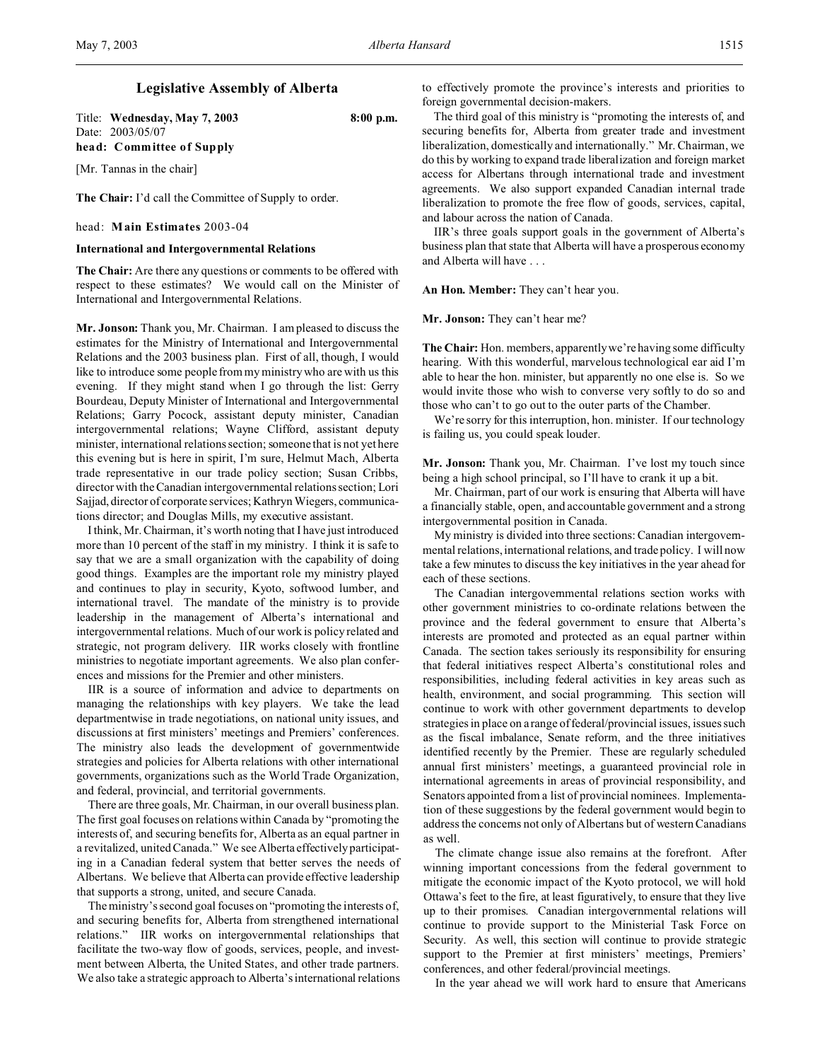# Legislative Assembly of Alberta

Title: **Wednesday, May 7, 2003** **8:00 p.m.**
Date: 2003/05/07
**head: Committee of Supply**

[Mr. Tannas in the chair]

**The Chair:** I'd call the Committee of Supply to order.

head: **Main Estimates** 2003-04

**International and Intergovernmental Relations**

**The Chair:** Are there any questions or comments to be offered with respect to these estimates? We would call on the Minister of International and Intergovernmental Relations.

**Mr. Jonson:** Thank you, Mr. Chairman. I am pleased to discuss the estimates for the Ministry of International and Intergovernmental Relations and the 2003 business plan. First of all, though, I would like to introduce some people from my ministry who are with us this evening. If they might stand when I go through the list: Gerry Bourdeau, Deputy Minister of International and Intergovernmental Relations; Garry Pocock, assistant deputy minister, Canadian intergovernmental relations; Wayne Clifford, assistant deputy minister, international relations section; someone that is not yet here this evening but is here in spirit, I'm sure, Helmut Mach, Alberta trade representative in our trade policy section; Susan Cribbs, director with the Canadian intergovernmental relations section; Lori Sajjad, director of corporate services; Kathryn Wiegers, communications director; and Douglas Mills, my executive assistant.

I think, Mr. Chairman, it's worth noting that I have just introduced more than 10 percent of the staff in my ministry. I think it is safe to say that we are a small organization with the capability of doing good things. Examples are the important role my ministry played and continues to play in security, Kyoto, softwood lumber, and international travel. The mandate of the ministry is to provide leadership in the management of Alberta's international and intergovernmental relations. Much of our work is policy related and strategic, not program delivery. IIR works closely with frontline ministries to negotiate important agreements. We also plan conferences and missions for the Premier and other ministers.

IIR is a source of information and advice to departments on managing the relationships with key players. We take the lead departmentwise in trade negotiations, on national unity issues, and discussions at first ministers' meetings and Premiers' conferences. The ministry also leads the development of governmentwide strategies and policies for Alberta relations with other international governments, organizations such as the World Trade Organization, and federal, provincial, and territorial governments.

There are three goals, Mr. Chairman, in our overall business plan. The first goal focuses on relations within Canada by "promoting the interests of, and securing benefits for, Alberta as an equal partner in a revitalized, united Canada." We see Alberta effectively participating in a Canadian federal system that better serves the needs of Albertans. We believe that Alberta can provide effective leadership that supports a strong, united, and secure Canada.

The ministry's second goal focuses on "promoting the interests of, and securing benefits for, Alberta from strengthened international relations." IIR works on intergovernmental relationships that facilitate the two-way flow of goods, services, people, and investment between Alberta, the United States, and other trade partners. We also take a strategic approach to Alberta's international relations to effectively promote the province's interests and priorities to foreign governmental decision-makers.

The third goal of this ministry is "promoting the interests of, and securing benefits for, Alberta from greater trade and investment liberalization, domestically and internationally." Mr. Chairman, we do this by working to expand trade liberalization and foreign market access for Albertans through international trade and investment agreements. We also support expanded Canadian internal trade liberalization to promote the free flow of goods, services, capital, and labour across the nation of Canada.

IIR's three goals support goals in the government of Alberta's business plan that state that Alberta will have a prosperous economy and Alberta will have . . .

**An Hon. Member:** They can't hear you.

**Mr. Jonson:** They can't hear me?

**The Chair:** Hon. members, apparently we're having some difficulty hearing. With this wonderful, marvelous technological ear aid I'm able to hear the hon. minister, but apparently no one else is. So we would invite those who wish to converse very softly to do so and those who can't to go out to the outer parts of the Chamber.

We're sorry for this interruption, hon. minister. If our technology is failing us, you could speak louder.

**Mr. Jonson:** Thank you, Mr. Chairman. I've lost my touch since being a high school principal, so I'll have to crank it up a bit.

Mr. Chairman, part of our work is ensuring that Alberta will have a financially stable, open, and accountable government and a strong intergovernmental position in Canada.

My ministry is divided into three sections: Canadian intergovernmental relations, international relations, and trade policy. I will now take a few minutes to discuss the key initiatives in the year ahead for each of these sections.

The Canadian intergovernmental relations section works with other government ministries to co-ordinate relations between the province and the federal government to ensure that Alberta's interests are promoted and protected as an equal partner within Canada. The section takes seriously its responsibility for ensuring that federal initiatives respect Alberta's constitutional roles and responsibilities, including federal activities in key areas such as health, environment, and social programming. This section will continue to work with other government departments to develop strategies in place on a range of federal/provincial issues, issues such as the fiscal imbalance, Senate reform, and the three initiatives identified recently by the Premier. These are regularly scheduled annual first ministers' meetings, a guaranteed provincial role in international agreements in areas of provincial responsibility, and Senators appointed from a list of provincial nominees. Implementation of these suggestions by the federal government would begin to address the concerns not only of Albertans but of western Canadians as well.

The climate change issue also remains at the forefront. After winning important concessions from the federal government to mitigate the economic impact of the Kyoto protocol, we will hold Ottawa's feet to the fire, at least figuratively, to ensure that they live up to their promises. Canadian intergovernmental relations will continue to provide support to the Ministerial Task Force on Security. As well, this section will continue to provide strategic support to the Premier at first ministers' meetings, Premiers' conferences, and other federal/provincial meetings.

In the year ahead we will work hard to ensure that Americans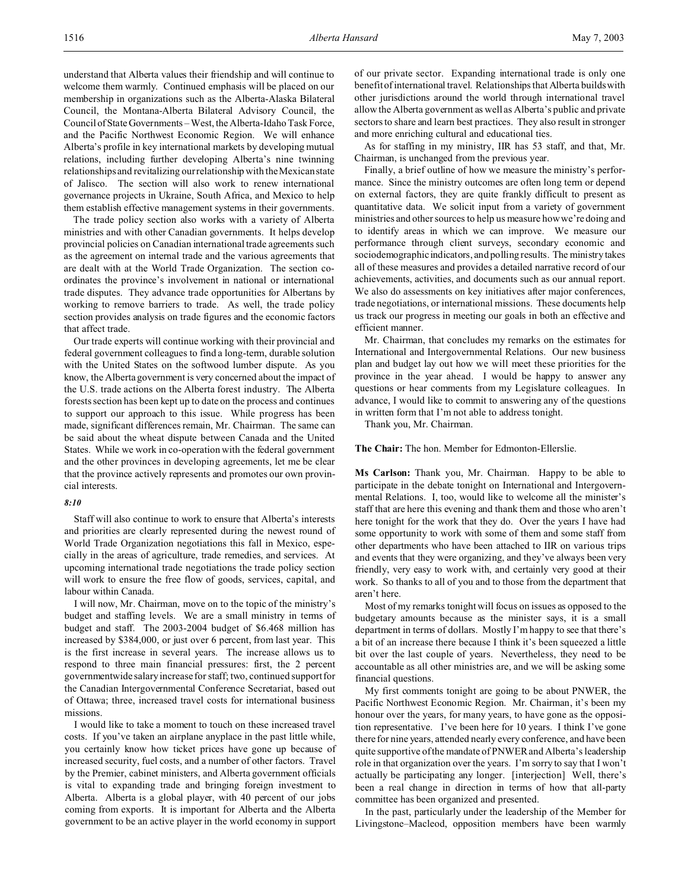understand that Alberta values their friendship and will continue to welcome them warmly. Continued emphasis will be placed on our membership in organizations such as the Alberta-Alaska Bilateral Council, the Montana-Alberta Bilateral Advisory Council, the Council of State Governments – West, the Alberta-Idaho Task Force, and the Pacific Northwest Economic Region. We will enhance Alberta's profile in key international markets by developing mutual relations, including further developing Alberta's nine twinning relationships and revitalizing our relationship with the Mexican state of Jalisco. The section will also work to renew international governance projects in Ukraine, South Africa, and Mexico to help them establish effective management systems in their governments.

The trade policy section also works with a variety of Alberta ministries and with other Canadian governments. It helps develop provincial policies on Canadian international trade agreements such as the agreement on internal trade and the various agreements that are dealt with at the World Trade Organization. The section coordinates the province's involvement in national or international trade disputes. They advance trade opportunities for Albertans by working to remove barriers to trade. As well, the trade policy section provides analysis on trade figures and the economic factors that affect trade.

Our trade experts will continue working with their provincial and federal government colleagues to find a long-term, durable solution with the United States on the softwood lumber dispute. As you know, the Alberta government is very concerned about the impact of the U.S. trade actions on the Alberta forest industry. The Alberta forests section has been kept up to date on the process and continues to support our approach to this issue. While progress has been made, significant differences remain, Mr. Chairman. The same can be said about the wheat dispute between Canada and the United States. While we work in co-operation with the federal government and the other provinces in developing agreements, let me be clear that the province actively represents and promotes our own provincial interests.

*8:10*

Staff will also continue to work to ensure that Alberta's interests and priorities are clearly represented during the newest round of World Trade Organization negotiations this fall in Mexico, especially in the areas of agriculture, trade remedies, and services. At upcoming international trade negotiations the trade policy section will work to ensure the free flow of goods, services, capital, and labour within Canada.

I will now, Mr. Chairman, move on to the topic of the ministry's budget and staffing levels. We are a small ministry in terms of budget and staff. The 2003-2004 budget of $6.468 million has increased by $384,000, or just over 6 percent, from last year. This is the first increase in several years. The increase allows us to respond to three main financial pressures: first, the 2 percent governmentwide salary increase for staff; two, continued support for the Canadian Intergovernmental Conference Secretariat, based out of Ottawa; three, increased travel costs for international business missions.

I would like to take a moment to touch on these increased travel costs. If you've taken an airplane anyplace in the past little while, you certainly know how ticket prices have gone up because of increased security, fuel costs, and a number of other factors. Travel by the Premier, cabinet ministers, and Alberta government officials is vital to expanding trade and bringing foreign investment to Alberta. Alberta is a global player, with 40 percent of our jobs coming from exports. It is important for Alberta and the Alberta government to be an active player in the world economy in support of our private sector. Expanding international trade is only one benefit of international travel. Relationships that Alberta builds with other jurisdictions around the world through international travel allow the Alberta government as well as Alberta's public and private sectors to share and learn best practices. They also result in stronger and more enriching cultural and educational ties.

As for staffing in my ministry, IIR has 53 staff, and that, Mr. Chairman, is unchanged from the previous year.

Finally, a brief outline of how we measure the ministry's performance. Since the ministry outcomes are often long term or depend on external factors, they are quite frankly difficult to present as quantitative data. We solicit input from a variety of government ministries and other sources to help us measure how we're doing and to identify areas in which we can improve. We measure our performance through client surveys, secondary economic and sociodemographic indicators, and polling results. The ministry takes all of these measures and provides a detailed narrative record of our achievements, activities, and documents such as our annual report. We also do assessments on key initiatives after major conferences, trade negotiations, or international missions. These documents help us track our progress in meeting our goals in both an effective and efficient manner.

Mr. Chairman, that concludes my remarks on the estimates for International and Intergovernmental Relations. Our new business plan and budget lay out how we will meet these priorities for the province in the year ahead. I would be happy to answer any questions or hear comments from my Legislature colleagues. In advance, I would like to commit to answering any of the questions in written form that I'm not able to address tonight.

Thank you, Mr. Chairman.

**The Chair:** The hon. Member for Edmonton-Ellerslie.

**Ms Carlson:** Thank you, Mr. Chairman. Happy to be able to participate in the debate tonight on International and Intergovernmental Relations. I, too, would like to welcome all the minister's staff that are here this evening and thank them and those who aren't here tonight for the work that they do. Over the years I have had some opportunity to work with some of them and some staff from other departments who have been attached to IIR on various trips and events that they were organizing, and they've always been very friendly, very easy to work with, and certainly very good at their work. So thanks to all of you and to those from the department that aren't here.

Most of my remarks tonight will focus on issues as opposed to the budgetary amounts because as the minister says, it is a small department in terms of dollars. Mostly I'm happy to see that there's a bit of an increase there because I think it's been squeezed a little bit over the last couple of years. Nevertheless, they need to be accountable as all other ministries are, and we will be asking some financial questions.

My first comments tonight are going to be about PNWER, the Pacific Northwest Economic Region. Mr. Chairman, it's been my honour over the years, for many years, to have gone as the opposition representative. I've been here for 10 years. I think I've gone there for nine years, attended nearly every conference, and have been quite supportive of the mandate of PNWER and Alberta's leadership role in that organization over the years. I'm sorry to say that I won't actually be participating any longer. [interjection] Well, there's been a real change in direction in terms of how that all-party committee has been organized and presented.

In the past, particularly under the leadership of the Member for Livingstone-Macleod, opposition members have been warmly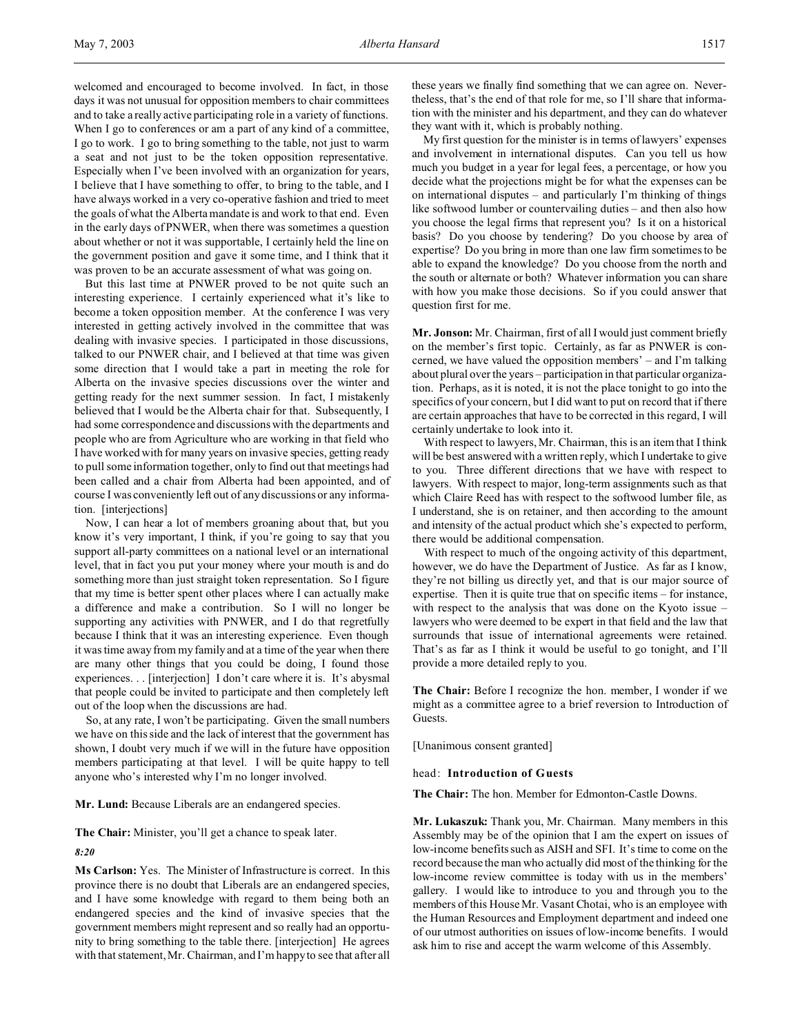welcomed and encouraged to become involved. In fact, in those days it was not unusual for opposition members to chair committees and to take a really active participating role in a variety of functions. When I go to conferences or am a part of any kind of a committee, I go to work. I go to bring something to the table, not just to warm a seat and not just to be the token opposition representative. Especially when I've been involved with an organization for years, I believe that I have something to offer, to bring to the table, and I have always worked in a very co-operative fashion and tried to meet the goals of what the Alberta mandate is and work to that end. Even in the early days of PNWER, when there was sometimes a question about whether or not it was supportable, I certainly held the line on the government position and gave it some time, and I think that it was proven to be an accurate assessment of what was going on.

But this last time at PNWER proved to be not quite such an interesting experience. I certainly experienced what it's like to become a token opposition member. At the conference I was very interested in getting actively involved in the committee that was dealing with invasive species. I participated in those discussions, talked to our PNWER chair, and I believed at that time was given some direction that I would take a part in meeting the role for Alberta on the invasive species discussions over the winter and getting ready for the next summer session. In fact, I mistakenly believed that I would be the Alberta chair for that. Subsequently, I had some correspondence and discussions with the departments and people who are from Agriculture who are working in that field who I have worked with for many years on invasive species, getting ready to pull some information together, only to find out that meetings had been called and a chair from Alberta had been appointed, and of course I was conveniently left out of any discussions or any information. [interjections]

Now, I can hear a lot of members groaning about that, but you know it's very important, I think, if you're going to say that you support all-party committees on a national level or an international level, that in fact you put your money where your mouth is and do something more than just straight token representation. So I figure that my time is better spent other places where I can actually make a difference and make a contribution. So I will no longer be supporting any activities with PNWER, and I do that regretfully because I think that it was an interesting experience. Even though it was time away from my family and at a time of the year when there are many other things that you could be doing, I found those experiences. . . [interjection] I don't care where it is. It's abysmal that people could be invited to participate and then completely left out of the loop when the discussions are had.

So, at any rate, I won't be participating. Given the small numbers we have on this side and the lack of interest that the government has shown, I doubt very much if we will in the future have opposition members participating at that level. I will be quite happy to tell anyone who's interested why I'm no longer involved.

**Mr. Lund:** Because Liberals are an endangered species.

**The Chair:** Minister, you'll get a chance to speak later.

*8:20*

**Ms Carlson:** Yes. The Minister of Infrastructure is correct. In this province there is no doubt that Liberals are an endangered species, and I have some knowledge with regard to them being both an endangered species and the kind of invasive species that the government members might represent and so really had an opportunity to bring something to the table there. [interjection] He agrees with that statement, Mr. Chairman, and I'm happy to see that after all these years we finally find something that we can agree on. Nevertheless, that's the end of that role for me, so I'll share that information with the minister and his department, and they can do whatever they want with it, which is probably nothing.

My first question for the minister is in terms of lawyers' expenses and involvement in international disputes. Can you tell us how much you budget in a year for legal fees, a percentage, or how you decide what the projections might be for what the expenses can be on international disputes – and particularly I'm thinking of things like softwood lumber or countervailing duties – and then also how you choose the legal firms that represent you? Is it on a historical basis? Do you choose by tendering? Do you choose by area of expertise? Do you bring in more than one law firm sometimes to be able to expand the knowledge? Do you choose from the north and the south or alternate or both? Whatever information you can share with how you make those decisions. So if you could answer that question first for me.

**Mr. Jonson:** Mr. Chairman, first of all I would just comment briefly on the member's first topic. Certainly, as far as PNWER is concerned, we have valued the opposition members' – and I'm talking about plural over the years – participation in that particular organization. Perhaps, as it is noted, it is not the place tonight to go into the specifics of your concern, but I did want to put on record that if there are certain approaches that have to be corrected in this regard, I will certainly undertake to look into it.

With respect to lawyers, Mr. Chairman, this is an item that I think will be best answered with a written reply, which I undertake to give to you. Three different directions that we have with respect to lawyers. With respect to major, long-term assignments such as that which Claire Reed has with respect to the softwood lumber file, as I understand, she is on retainer, and then according to the amount and intensity of the actual product which she's expected to perform, there would be additional compensation.

With respect to much of the ongoing activity of this department, however, we do have the Department of Justice. As far as I know, they're not billing us directly yet, and that is our major source of expertise. Then it is quite true that on specific items – for instance, with respect to the analysis that was done on the Kyoto issue – lawyers who were deemed to be expert in that field and the law that surrounds that issue of international agreements were retained. That's as far as I think it would be useful to go tonight, and I'll provide a more detailed reply to you.

**The Chair:** Before I recognize the hon. member, I wonder if we might as a committee agree to a brief reversion to Introduction of Guests.

[Unanimous consent granted]

head: **Introduction of Guests**

**The Chair:** The hon. Member for Edmonton-Castle Downs.

**Mr. Lukaszuk:** Thank you, Mr. Chairman. Many members in this Assembly may be of the opinion that I am the expert on issues of low-income benefits such as AISH and SFI. It's time to come on the record because the man who actually did most of the thinking for the low-income review committee is today with us in the members' gallery. I would like to introduce to you and through you to the members of this House Mr. Vasant Chotai, who is an employee with the Human Resources and Employment department and indeed one of our utmost authorities on issues of low-income benefits. I would ask him to rise and accept the warm welcome of this Assembly.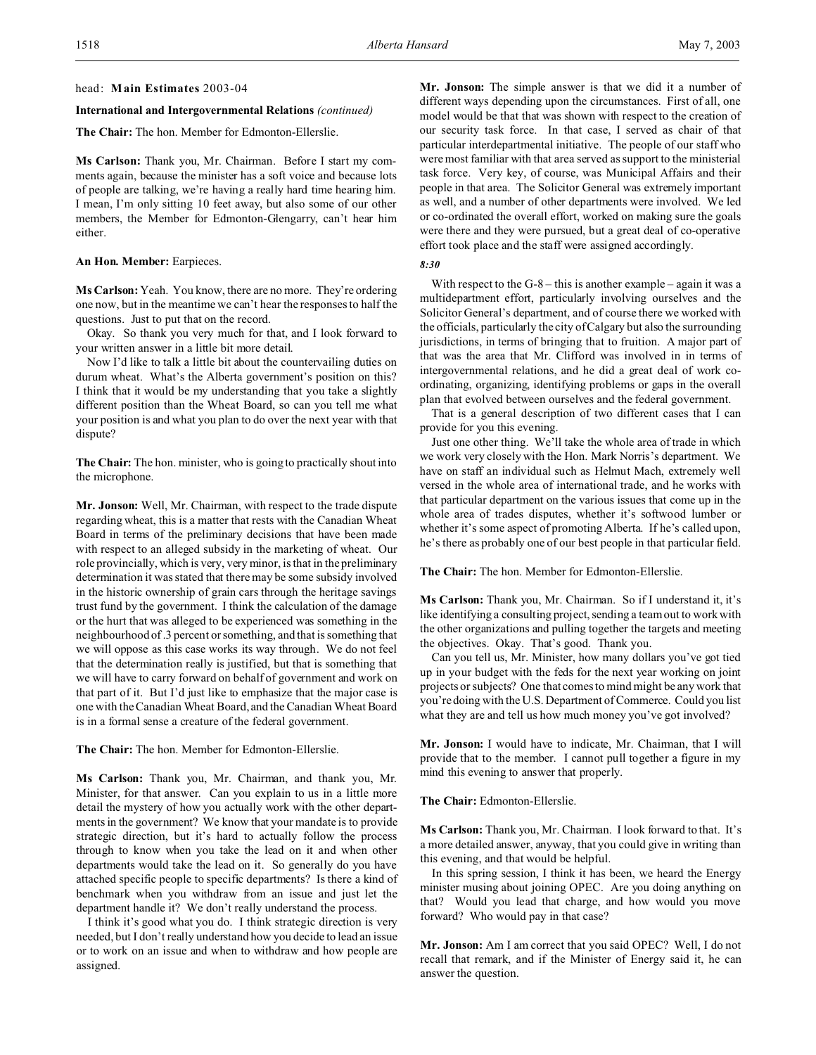head: **Main Estimates** 2003-04

**International and Intergovernmental Relations** *(continued)*

**The Chair:** The hon. Member for Edmonton-Ellerslie.

**Ms Carlson:** Thank you, Mr. Chairman. Before I start my comments again, because the minister has a soft voice and because lots of people are talking, we're having a really hard time hearing him. I mean, I'm only sitting 10 feet away, but also some of our other members, the Member for Edmonton-Glengarry, can't hear him either.

**An Hon. Member:** Earpieces.

**Ms Carlson:** Yeah. You know, there are no more. They're ordering one now, but in the meantime we can't hear the responses to half the questions. Just to put that on the record.

Okay. So thank you very much for that, and I look forward to your written answer in a little bit more detail.

Now I'd like to talk a little bit about the countervailing duties on durum wheat. What's the Alberta government's position on this? I think that it would be my understanding that you take a slightly different position than the Wheat Board, so can you tell me what your position is and what you plan to do over the next year with that dispute?

**The Chair:** The hon. minister, who is going to practically shout into the microphone.

**Mr. Jonson:** Well, Mr. Chairman, with respect to the trade dispute regarding wheat, this is a matter that rests with the Canadian Wheat Board in terms of the preliminary decisions that have been made with respect to an alleged subsidy in the marketing of wheat. Our role provincially, which is very, very minor, is that in the preliminary determination it was stated that there may be some subsidy involved in the historic ownership of grain cars through the heritage savings trust fund by the government. I think the calculation of the damage or the hurt that was alleged to be experienced was something in the neighbourhood of .3 percent or something, and that is something that we will oppose as this case works its way through. We do not feel that the determination really is justified, but that is something that we will have to carry forward on behalf of government and work on that part of it. But I'd just like to emphasize that the major case is one with the Canadian Wheat Board, and the Canadian Wheat Board is in a formal sense a creature of the federal government.

**The Chair:** The hon. Member for Edmonton-Ellerslie.

**Ms Carlson:** Thank you, Mr. Chairman, and thank you, Mr. Minister, for that answer. Can you explain to us in a little more detail the mystery of how you actually work with the other departments in the government? We know that your mandate is to provide strategic direction, but it's hard to actually follow the process through to know when you take the lead on it and when other departments would take the lead on it. So generally do you have attached specific people to specific departments? Is there a kind of benchmark when you withdraw from an issue and just let the department handle it? We don't really understand the process.

I think it's good what you do. I think strategic direction is very needed, but I don't really understand how you decide to lead an issue or to work on an issue and when to withdraw and how people are assigned.

**Mr. Jonson:** The simple answer is that we did it a number of different ways depending upon the circumstances. First of all, one model would be that that was shown with respect to the creation of our security task force. In that case, I served as chair of that particular interdepartmental initiative. The people of our staff who were most familiar with that area served as support to the ministerial task force. Very key, of course, was Municipal Affairs and their people in that area. The Solicitor General was extremely important as well, and a number of other departments were involved. We led or co-ordinated the overall effort, worked on making sure the goals were there and they were pursued, but a great deal of co-operative effort took place and the staff were assigned accordingly.

*8:30*

With respect to the G-8 – this is another example – again it was a multidepartment effort, particularly involving ourselves and the Solicitor General's department, and of course there we worked with the officials, particularly the city of Calgary but also the surrounding jurisdictions, in terms of bringing that to fruition. A major part of that was the area that Mr. Clifford was involved in in terms of intergovernmental relations, and he did a great deal of work co-ordinating, organizing, identifying problems or gaps in the overall plan that evolved between ourselves and the federal government.

That is a general description of two different cases that I can provide for you this evening.

Just one other thing. We'll take the whole area of trade in which we work very closely with the Hon. Mark Norris's department. We have on staff an individual such as Helmut Mach, extremely well versed in the whole area of international trade, and he works with that particular department on the various issues that come up in the whole area of trades disputes, whether it's softwood lumber or whether it's some aspect of promoting Alberta. If he's called upon, he's there as probably one of our best people in that particular field.

**The Chair:** The hon. Member for Edmonton-Ellerslie.

**Ms Carlson:** Thank you, Mr. Chairman. So if I understand it, it's like identifying a consulting project, sending a team out to work with the other organizations and pulling together the targets and meeting the objectives. Okay. That's good. Thank you.

Can you tell us, Mr. Minister, how many dollars you've got tied up in your budget with the feds for the next year working on joint projects or subjects? One that comes to mind might be any work that you're doing with the U.S. Department of Commerce. Could you list what they are and tell us how much money you've got involved?

**Mr. Jonson:** I would have to indicate, Mr. Chairman, that I will provide that to the member. I cannot pull together a figure in my mind this evening to answer that properly.

**The Chair:** Edmonton-Ellerslie.

**Ms Carlson:** Thank you, Mr. Chairman. I look forward to that. It's a more detailed answer, anyway, that you could give in writing than this evening, and that would be helpful.

In this spring session, I think it has been, we heard the Energy minister musing about joining OPEC. Are you doing anything on that? Would you lead that charge, and how would you move forward? Who would pay in that case?

**Mr. Jonson:** Am I am correct that you said OPEC? Well, I do not recall that remark, and if the Minister of Energy said it, he can answer the question.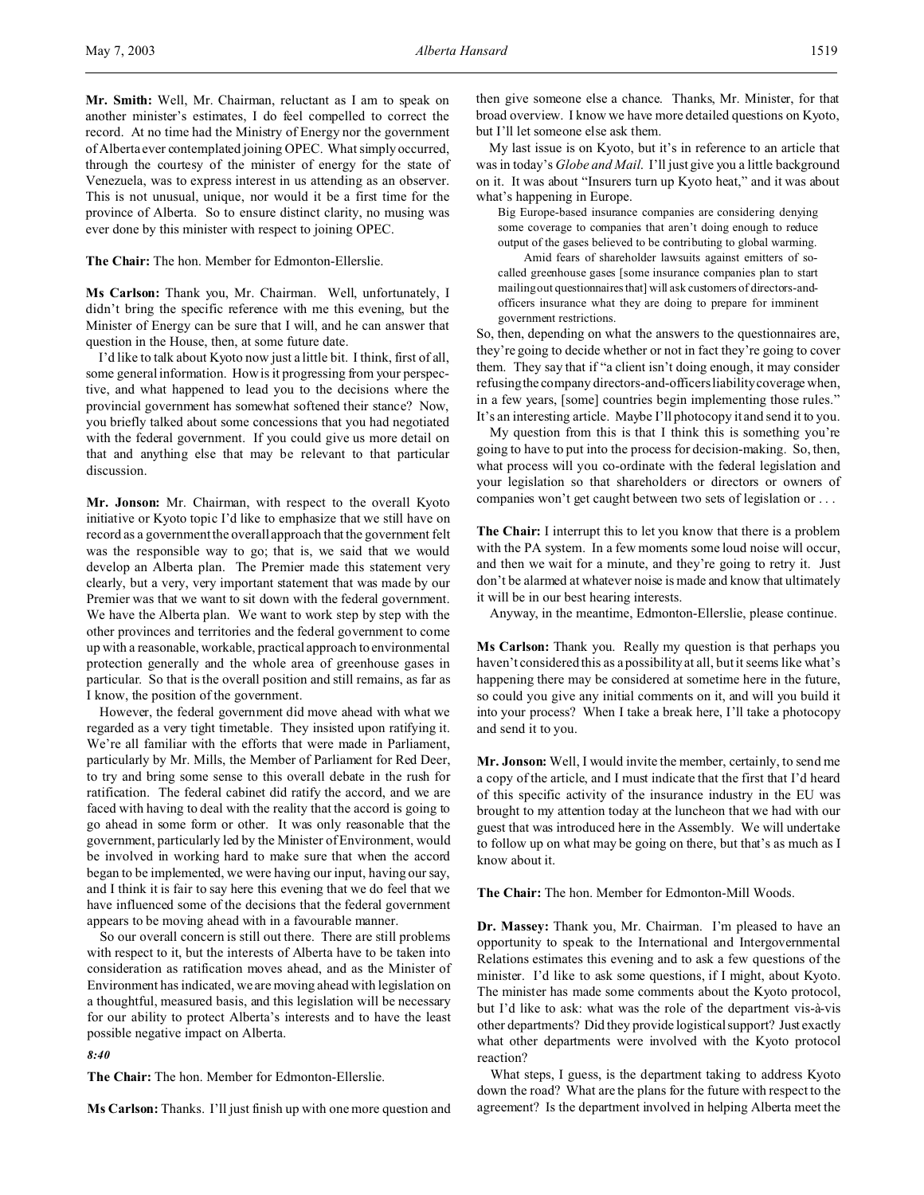**Mr. Smith:** Well, Mr. Chairman, reluctant as I am to speak on another minister's estimates, I do feel compelled to correct the record. At no time had the Ministry of Energy nor the government of Alberta ever contemplated joining OPEC. What simply occurred, through the courtesy of the minister of energy for the state of Venezuela, was to express interest in us attending as an observer. This is not unusual, unique, nor would it be a first time for the province of Alberta. So to ensure distinct clarity, no musing was ever done by this minister with respect to joining OPEC.

**The Chair:** The hon. Member for Edmonton-Ellerslie.

**Ms Carlson:** Thank you, Mr. Chairman. Well, unfortunately, I didn't bring the specific reference with me this evening, but the Minister of Energy can be sure that I will, and he can answer that question in the House, then, at some future date.

I'd like to talk about Kyoto now just a little bit. I think, first of all, some general information. How is it progressing from your perspective, and what happened to lead you to the decisions where the provincial government has somewhat softened their stance? Now, you briefly talked about some concessions that you had negotiated with the federal government. If you could give us more detail on that and anything else that may be relevant to that particular discussion.

**Mr. Jonson:** Mr. Chairman, with respect to the overall Kyoto initiative or Kyoto topic I'd like to emphasize that we still have on record as a government the overall approach that the government felt was the responsible way to go; that is, we said that we would develop an Alberta plan. The Premier made this statement very clearly, but a very, very important statement that was made by our Premier was that we want to sit down with the federal government. We have the Alberta plan. We want to work step by step with the other provinces and territories and the federal government to come up with a reasonable, workable, practical approach to environmental protection generally and the whole area of greenhouse gases in particular. So that is the overall position and still remains, as far as I know, the position of the government.

However, the federal government did move ahead with what we regarded as a very tight timetable. They insisted upon ratifying it. We're all familiar with the efforts that were made in Parliament, particularly by Mr. Mills, the Member of Parliament for Red Deer, to try and bring some sense to this overall debate in the rush for ratification. The federal cabinet did ratify the accord, and we are faced with having to deal with the reality that the accord is going to go ahead in some form or other. It was only reasonable that the government, particularly led by the Minister of Environment, would be involved in working hard to make sure that when the accord began to be implemented, we were having our input, having our say, and I think it is fair to say here this evening that we do feel that we have influenced some of the decisions that the federal government appears to be moving ahead with in a favourable manner.

So our overall concern is still out there. There are still problems with respect to it, but the interests of Alberta have to be taken into consideration as ratification moves ahead, and as the Minister of Environment has indicated, we are moving ahead with legislation on a thoughtful, measured basis, and this legislation will be necessary for our ability to protect Alberta's interests and to have the least possible negative impact on Alberta.

*8:40*

**The Chair:** The hon. Member for Edmonton-Ellerslie.

**Ms Carlson:** Thanks. I'll just finish up with one more question and then give someone else a chance. Thanks, Mr. Minister, for that broad overview. I know we have more detailed questions on Kyoto, but I'll let someone else ask them.

My last issue is on Kyoto, but it's in reference to an article that was in today's *Globe and Mail*. I'll just give you a little background on it. It was about "Insurers turn up Kyoto heat," and it was about what's happening in Europe.

> Big Europe-based insurance companies are considering denying some coverage to companies that aren't doing enough to reduce output of the gases believed to be contributing to global warming.
>
> Amid fears of shareholder lawsuits against emitters of so-called greenhouse gases [some insurance companies plan to start mailing out questionnaires that] will ask customers of directors-and-officers insurance what they are doing to prepare for imminent government restrictions.

So, then, depending on what the answers to the questionnaires are, they're going to decide whether or not in fact they're going to cover them. They say that if "a client isn't doing enough, it may consider refusing the company directors-and-officers liability coverage when, in a few years, [some] countries begin implementing those rules." It's an interesting article. Maybe I'll photocopy it and send it to you.

My question from this is that I think this is something you're going to have to put into the process for decision-making. So, then, what process will you co-ordinate with the federal legislation and your legislation so that shareholders or directors or owners of companies won't get caught between two sets of legislation or . . .

**The Chair:** I interrupt this to let you know that there is a problem with the PA system. In a few moments some loud noise will occur, and then we wait for a minute, and they're going to retry it. Just don't be alarmed at whatever noise is made and know that ultimately it will be in our best hearing interests.

Anyway, in the meantime, Edmonton-Ellerslie, please continue.

**Ms Carlson:** Thank you. Really my question is that perhaps you haven't considered this as a possibility at all, but it seems like what's happening there may be considered at sometime here in the future, so could you give any initial comments on it, and will you build it into your process? When I take a break here, I'll take a photocopy and send it to you.

**Mr. Jonson:** Well, I would invite the member, certainly, to send me a copy of the article, and I must indicate that the first that I'd heard of this specific activity of the insurance industry in the EU was brought to my attention today at the luncheon that we had with our guest that was introduced here in the Assembly. We will undertake to follow up on what may be going on there, but that's as much as I know about it.

**The Chair:** The hon. Member for Edmonton-Mill Woods.

**Dr. Massey:** Thank you, Mr. Chairman. I'm pleased to have an opportunity to speak to the International and Intergovernmental Relations estimates this evening and to ask a few questions of the minister. I'd like to ask some questions, if I might, about Kyoto. The minister has made some comments about the Kyoto protocol, but I'd like to ask: what was the role of the department vis-à-vis other departments? Did they provide logistical support? Just exactly what other departments were involved with the Kyoto protocol reaction?

What steps, I guess, is the department taking to address Kyoto down the road? What are the plans for the future with respect to the agreement? Is the department involved in helping Alberta meet the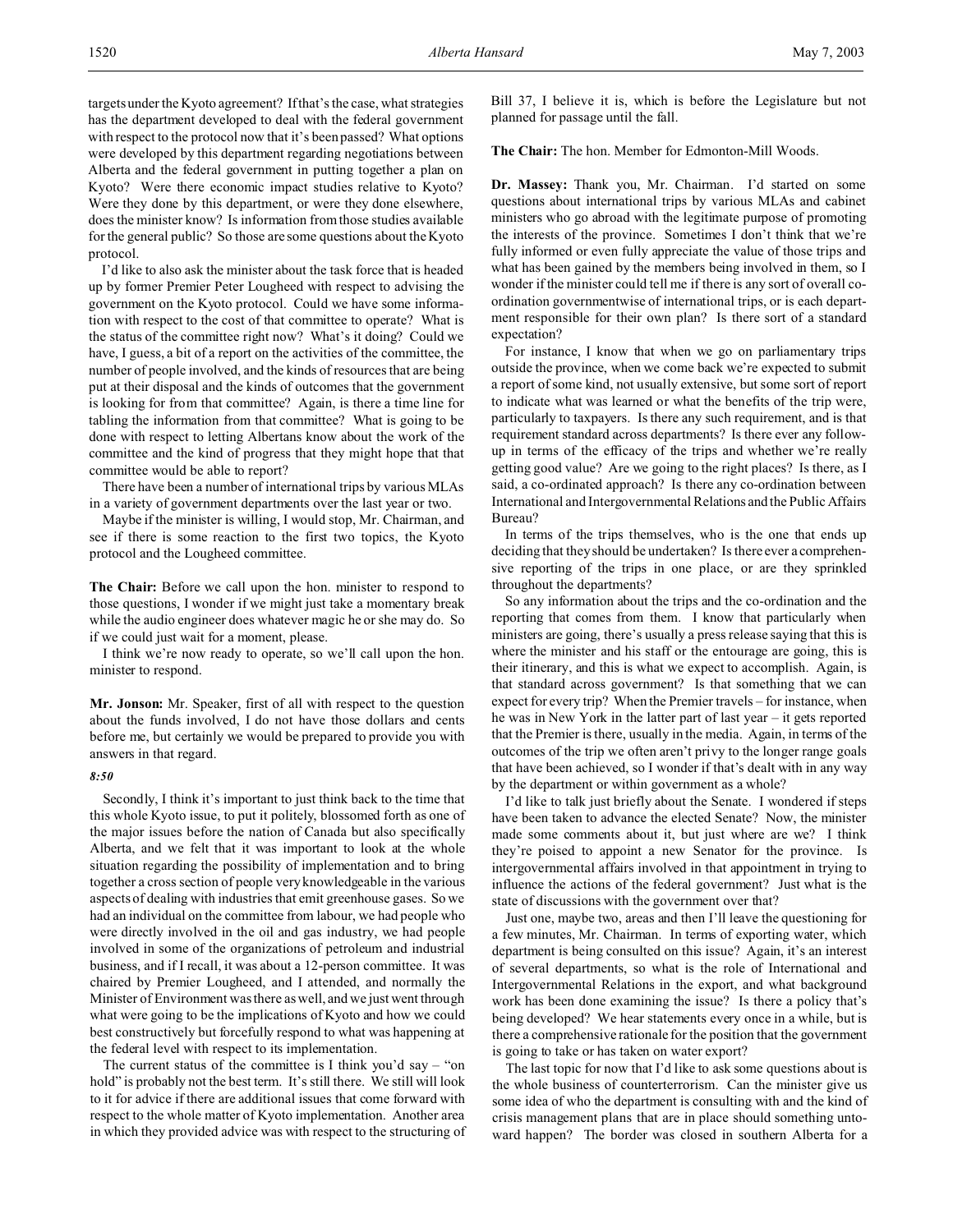targets under the Kyoto agreement? If that's the case, what strategies has the department developed to deal with the federal government with respect to the protocol now that it's been passed? What options were developed by this department regarding negotiations between Alberta and the federal government in putting together a plan on Kyoto? Were there economic impact studies relative to Kyoto? Were they done by this department, or were they done elsewhere, does the minister know? Is information from those studies available for the general public? So those are some questions about the Kyoto protocol.

I'd like to also ask the minister about the task force that is headed up by former Premier Peter Lougheed with respect to advising the government on the Kyoto protocol. Could we have some information with respect to the cost of that committee to operate? What is the status of the committee right now? What's it doing? Could we have, I guess, a bit of a report on the activities of the committee, the number of people involved, and the kinds of resources that are being put at their disposal and the kinds of outcomes that the government is looking for from that committee? Again, is there a time line for tabling the information from that committee? What is going to be done with respect to letting Albertans know about the work of the committee and the kind of progress that they might hope that that committee would be able to report?

There have been a number of international trips by various MLAs in a variety of government departments over the last year or two.

Maybe if the minister is willing, I would stop, Mr. Chairman, and see if there is some reaction to the first two topics, the Kyoto protocol and the Lougheed committee.

**The Chair:** Before we call upon the hon. minister to respond to those questions, I wonder if we might just take a momentary break while the audio engineer does whatever magic he or she may do. So if we could just wait for a moment, please.

I think we're now ready to operate, so we'll call upon the hon. minister to respond.

**Mr. Jonson:** Mr. Speaker, first of all with respect to the question about the funds involved, I do not have those dollars and cents before me, but certainly we would be prepared to provide you with answers in that regard.

*8:50*

Secondly, I think it's important to just think back to the time that this whole Kyoto issue, to put it politely, blossomed forth as one of the major issues before the nation of Canada but also specifically Alberta, and we felt that it was important to look at the whole situation regarding the possibility of implementation and to bring together a cross section of people very knowledgeable in the various aspects of dealing with industries that emit greenhouse gases. So we had an individual on the committee from labour, we had people who were directly involved in the oil and gas industry, we had people involved in some of the organizations of petroleum and industrial business, and if I recall, it was about a 12-person committee. It was chaired by Premier Lougheed, and I attended, and normally the Minister of Environment was there as well, and we just went through what were going to be the implications of Kyoto and how we could best constructively but forcefully respond to what was happening at the federal level with respect to its implementation.

The current status of the committee is I think you'd say – "on hold" is probably not the best term. It's still there. We still will look to it for advice if there are additional issues that come forward with respect to the whole matter of Kyoto implementation. Another area in which they provided advice was with respect to the structuring of Bill 37, I believe it is, which is before the Legislature but not planned for passage until the fall.

**The Chair:** The hon. Member for Edmonton-Mill Woods.

**Dr. Massey:** Thank you, Mr. Chairman. I'd started on some questions about international trips by various MLAs and cabinet ministers who go abroad with the legitimate purpose of promoting the interests of the province. Sometimes I don't think that we're fully informed or even fully appreciate the value of those trips and what has been gained by the members being involved in them, so I wonder if the minister could tell me if there is any sort of overall co-ordination governmentwise of international trips, or is each department responsible for their own plan? Is there sort of a standard expectation?

For instance, I know that when we go on parliamentary trips outside the province, when we come back we're expected to submit a report of some kind, not usually extensive, but some sort of report to indicate what was learned or what the benefits of the trip were, particularly to taxpayers. Is there any such requirement, and is that requirement standard across departments? Is there ever any follow-up in terms of the efficacy of the trips and whether we're really getting good value? Are we going to the right places? Is there, as I said, a co-ordinated approach? Is there any co-ordination between International and Intergovernmental Relations and the Public Affairs Bureau?

In terms of the trips themselves, who is the one that ends up deciding that they should be undertaken? Is there ever a comprehensive reporting of the trips in one place, or are they sprinkled throughout the departments?

So any information about the trips and the co-ordination and the reporting that comes from them. I know that particularly when ministers are going, there's usually a press release saying that this is where the minister and his staff or the entourage are going, this is their itinerary, and this is what we expect to accomplish. Again, is that standard across government? Is that something that we can expect for every trip? When the Premier travels – for instance, when he was in New York in the latter part of last year – it gets reported that the Premier is there, usually in the media. Again, in terms of the outcomes of the trip we often aren't privy to the longer range goals that have been achieved, so I wonder if that's dealt with in any way by the department or within government as a whole?

I'd like to talk just briefly about the Senate. I wondered if steps have been taken to advance the elected Senate? Now, the minister made some comments about it, but just where are we? I think they're poised to appoint a new Senator for the province. Is intergovernmental affairs involved in that appointment in trying to influence the actions of the federal government? Just what is the state of discussions with the government over that?

Just one, maybe two, areas and then I'll leave the questioning for a few minutes, Mr. Chairman. In terms of exporting water, which department is being consulted on this issue? Again, it's an interest of several departments, so what is the role of International and Intergovernmental Relations in the export, and what background work has been done examining the issue? Is there a policy that's being developed? We hear statements every once in a while, but is there a comprehensive rationale for the position that the government is going to take or has taken on water export?

The last topic for now that I'd like to ask some questions about is the whole business of counterterrorism. Can the minister give us some idea of who the department is consulting with and the kind of crisis management plans that are in place should something untoward happen? The border was closed in southern Alberta for a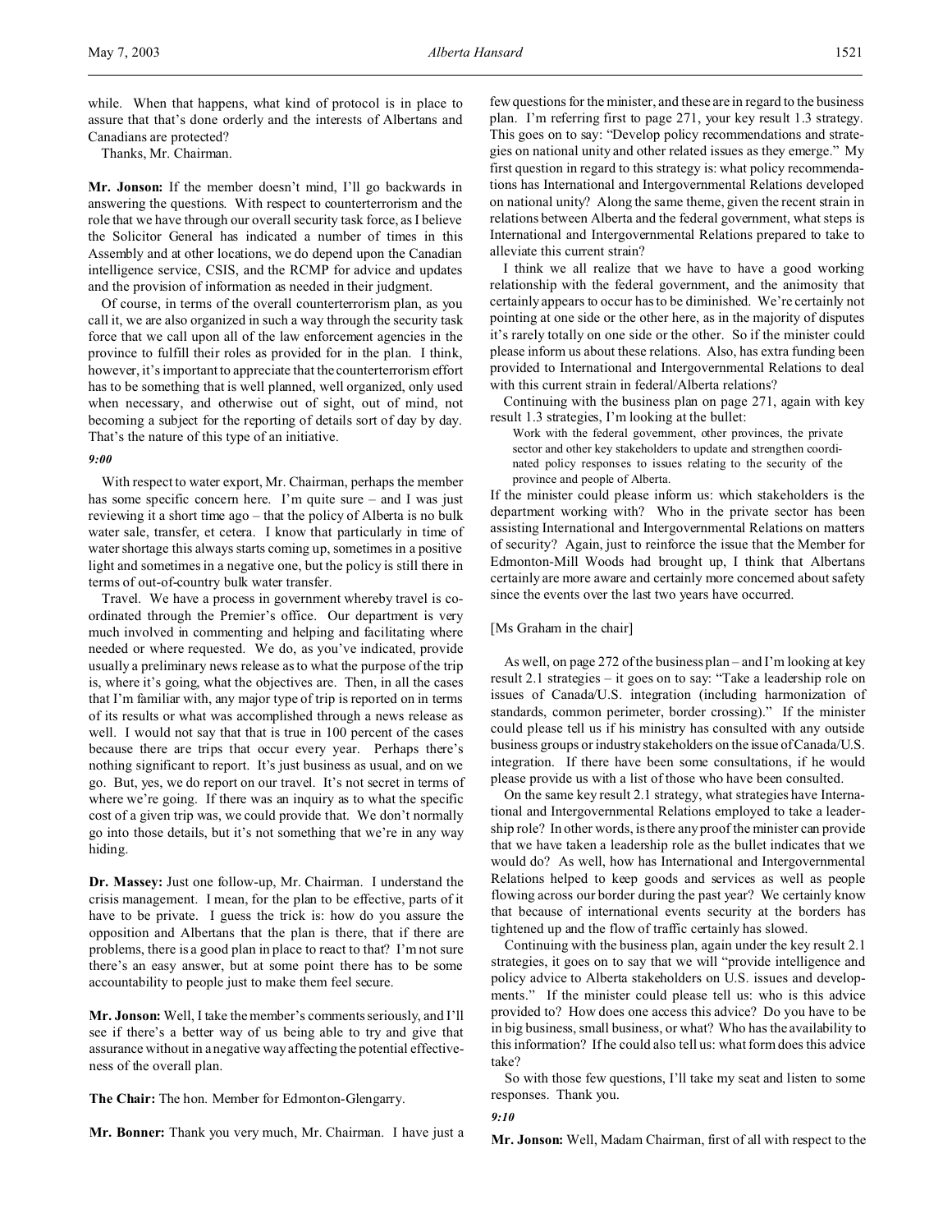while. When that happens, what kind of protocol is in place to assure that that's done orderly and the interests of Albertans and Canadians are protected?

Thanks, Mr. Chairman.

**Mr. Jonson:** If the member doesn't mind, I'll go backwards in answering the questions. With respect to counterterrorism and the role that we have through our overall security task force, as I believe the Solicitor General has indicated a number of times in this Assembly and at other locations, we do depend upon the Canadian intelligence service, CSIS, and the RCMP for advice and updates and the provision of information as needed in their judgment.

Of course, in terms of the overall counterterrorism plan, as you call it, we are also organized in such a way through the security task force that we call upon all of the law enforcement agencies in the province to fulfill their roles as provided for in the plan. I think, however, it's important to appreciate that the counterterrorism effort has to be something that is well planned, well organized, only used when necessary, and otherwise out of sight, out of mind, not becoming a subject for the reporting of details sort of day by day. That's the nature of this type of an initiative.

*9:00*

With respect to water export, Mr. Chairman, perhaps the member has some specific concern here. I'm quite sure – and I was just reviewing it a short time ago – that the policy of Alberta is no bulk water sale, transfer, et cetera. I know that particularly in time of water shortage this always starts coming up, sometimes in a positive light and sometimes in a negative one, but the policy is still there in terms of out-of-country bulk water transfer.

Travel. We have a process in government whereby travel is coordinated through the Premier's office. Our department is very much involved in commenting and helping and facilitating where needed or where requested. We do, as you've indicated, provide usually a preliminary news release as to what the purpose of the trip is, where it's going, what the objectives are. Then, in all the cases that I'm familiar with, any major type of trip is reported on in terms of its results or what was accomplished through a news release as well. I would not say that that is true in 100 percent of the cases because there are trips that occur every year. Perhaps there's nothing significant to report. It's just business as usual, and on we go. But, yes, we do report on our travel. It's not secret in terms of where we're going. If there was an inquiry as to what the specific cost of a given trip was, we could provide that. We don't normally go into those details, but it's not something that we're in any way hiding.

**Dr. Massey:** Just one follow-up, Mr. Chairman. I understand the crisis management. I mean, for the plan to be effective, parts of it have to be private. I guess the trick is: how do you assure the opposition and Albertans that the plan is there, that if there are problems, there is a good plan in place to react to that? I'm not sure there's an easy answer, but at some point there has to be some accountability to people just to make them feel secure.

**Mr. Jonson:** Well, I take the member's comments seriously, and I'll see if there's a better way of us being able to try and give that assurance without in a negative way affecting the potential effectiveness of the overall plan.

**The Chair:** The hon. Member for Edmonton-Glengarry.

**Mr. Bonner:** Thank you very much, Mr. Chairman. I have just a few questions for the minister, and these are in regard to the business plan. I'm referring first to page 271, your key result 1.3 strategy. This goes on to say: "Develop policy recommendations and strategies on national unity and other related issues as they emerge." My first question in regard to this strategy is: what policy recommendations has International and Intergovernmental Relations developed on national unity? Along the same theme, given the recent strain in relations between Alberta and the federal government, what steps is International and Intergovernmental Relations prepared to take to alleviate this current strain?

I think we all realize that we have to have a good working relationship with the federal government, and the animosity that certainly appears to occur has to be diminished. We're certainly not pointing at one side or the other here, as in the majority of disputes it's rarely totally on one side or the other. So if the minister could please inform us about these relations. Also, has extra funding been provided to International and Intergovernmental Relations to deal with this current strain in federal/Alberta relations?

Continuing with the business plan on page 271, again with key result 1.3 strategies, I'm looking at the bullet:

> Work with the federal government, other provinces, the private sector and other key stakeholders to update and strengthen coordinated policy responses to issues relating to the security of the province and people of Alberta.

If the minister could please inform us: which stakeholders is the department working with? Who in the private sector has been assisting International and Intergovernmental Relations on matters of security? Again, just to reinforce the issue that the Member for Edmonton-Mill Woods had brought up, I think that Albertans certainly are more aware and certainly more concerned about safety since the events over the last two years have occurred.

[Ms Graham in the chair]

As well, on page 272 of the business plan – and I'm looking at key result 2.1 strategies – it goes on to say: "Take a leadership role on issues of Canada/U.S. integration (including harmonization of standards, common perimeter, border crossing)." If the minister could please tell us if his ministry has consulted with any outside business groups or industry stakeholders on the issue of Canada/U.S. integration. If there have been some consultations, if he would please provide us with a list of those who have been consulted.

On the same key result 2.1 strategy, what strategies have International and Intergovernmental Relations employed to take a leadership role? In other words, is there any proof the minister can provide that we have taken a leadership role as the bullet indicates that we would do? As well, how has International and Intergovernmental Relations helped to keep goods and services as well as people flowing across our border during the past year? We certainly know that because of international events security at the borders has tightened up and the flow of traffic certainly has slowed.

Continuing with the business plan, again under the key result 2.1 strategies, it goes on to say that we will "provide intelligence and policy advice to Alberta stakeholders on U.S. issues and developments." If the minister could please tell us: who is this advice provided to? How does one access this advice? Do you have to be in big business, small business, or what? Who has the availability to this information? If he could also tell us: what form does this advice take?

So with those few questions, I'll take my seat and listen to some responses. Thank you.

*9:10*

**Mr. Jonson:** Well, Madam Chairman, first of all with respect to the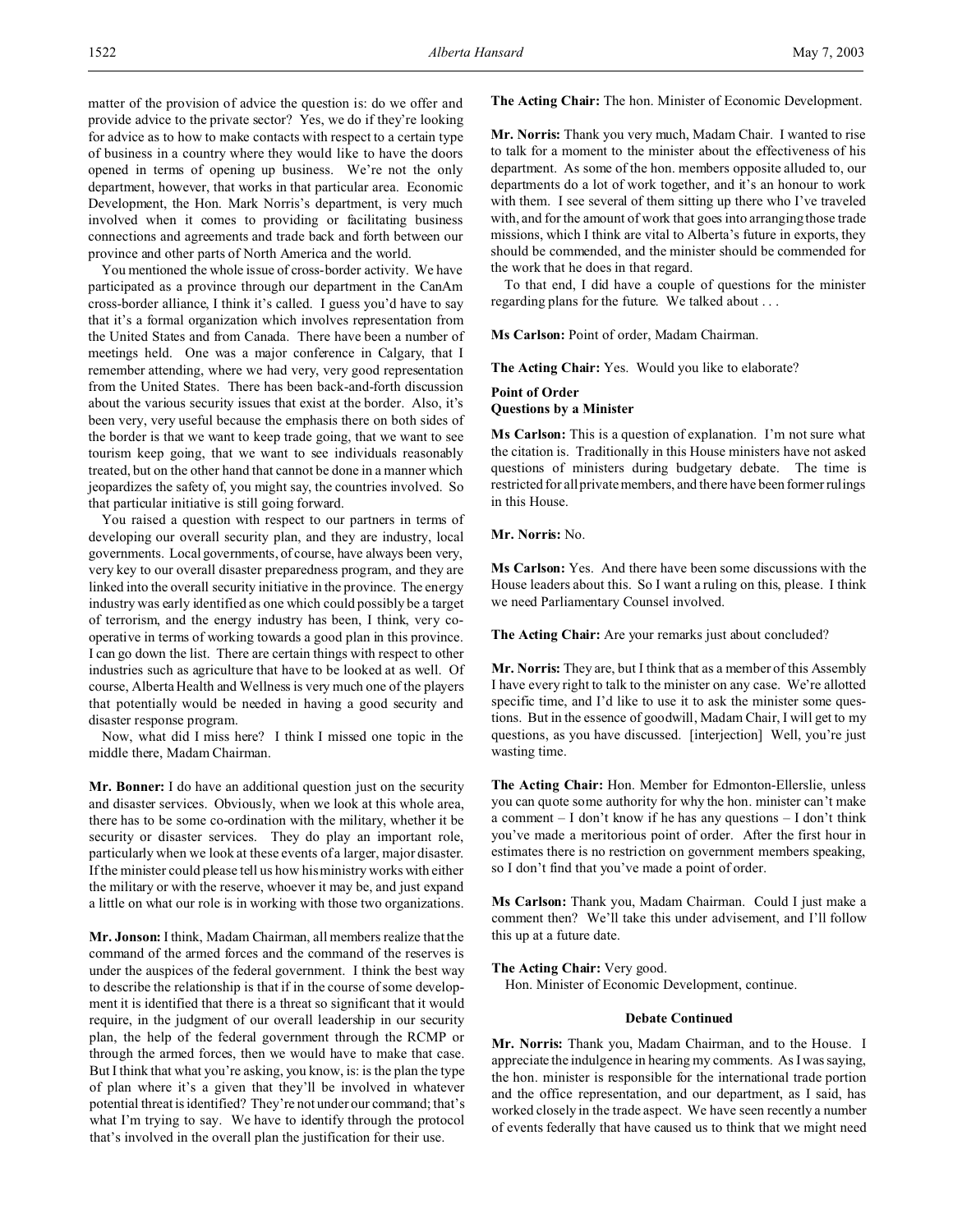matter of the provision of advice the question is: do we offer and provide advice to the private sector? Yes, we do if they're looking for advice as to how to make contacts with respect to a certain type of business in a country where they would like to have the doors opened in terms of opening up business. We're not the only department, however, that works in that particular area. Economic Development, the Hon. Mark Norris's department, is very much involved when it comes to providing or facilitating business connections and agreements and trade back and forth between our province and other parts of North America and the world.

You mentioned the whole issue of cross-border activity. We have participated as a province through our department in the CanAm cross-border alliance, I think it's called. I guess you'd have to say that it's a formal organization which involves representation from the United States and from Canada. There have been a number of meetings held. One was a major conference in Calgary, that I remember attending, where we had very, very good representation from the United States. There has been back-and-forth discussion about the various security issues that exist at the border. Also, it's been very, very useful because the emphasis there on both sides of the border is that we want to keep trade going, that we want to see tourism keep going, that we want to see individuals reasonably treated, but on the other hand that cannot be done in a manner which jeopardizes the safety of, you might say, the countries involved. So that particular initiative is still going forward.

You raised a question with respect to our partners in terms of developing our overall security plan, and they are industry, local governments. Local governments, of course, have always been very, very key to our overall disaster preparedness program, and they are linked into the overall security initiative in the province. The energy industry was early identified as one which could possibly be a target of terrorism, and the energy industry has been, I think, very cooperative in terms of working towards a good plan in this province. I can go down the list. There are certain things with respect to other industries such as agriculture that have to be looked at as well. Of course, Alberta Health and Wellness is very much one of the players that potentially would be needed in having a good security and disaster response program.

Now, what did I miss here? I think I missed one topic in the middle there, Madam Chairman.

**Mr. Bonner:** I do have an additional question just on the security and disaster services. Obviously, when we look at this whole area, there has to be some co-ordination with the military, whether it be security or disaster services. They do play an important role, particularly when we look at these events of a larger, major disaster. If the minister could please tell us how his ministry works with either the military or with the reserve, whoever it may be, and just expand a little on what our role is in working with those two organizations.

**Mr. Jonson:** I think, Madam Chairman, all members realize that the command of the armed forces and the command of the reserves is under the auspices of the federal government. I think the best way to describe the relationship is that if in the course of some development it is identified that there is a threat so significant that it would require, in the judgment of our overall leadership in our security plan, the help of the federal government through the RCMP or through the armed forces, then we would have to make that case. But I think that what you're asking, you know, is: is the plan the type of plan where it's a given that they'll be involved in whatever potential threat is identified? They're not under our command; that's what I'm trying to say. We have to identify through the protocol that's involved in the overall plan the justification for their use.

**The Acting Chair:** The hon. Minister of Economic Development.

**Mr. Norris:** Thank you very much, Madam Chair. I wanted to rise to talk for a moment to the minister about the effectiveness of his department. As some of the hon. members opposite alluded to, our departments do a lot of work together, and it's an honour to work with them. I see several of them sitting up there who I've traveled with, and for the amount of work that goes into arranging those trade missions, which I think are vital to Alberta's future in exports, they should be commended, and the minister should be commended for the work that he does in that regard.

To that end, I did have a couple of questions for the minister regarding plans for the future. We talked about . . .

**Ms Carlson:** Point of order, Madam Chairman.

**The Acting Chair:** Yes. Would you like to elaborate?

### Point of Order
### Questions by a Minister

**Ms Carlson:** This is a question of explanation. I'm not sure what the citation is. Traditionally in this House ministers have not asked questions of ministers during budgetary debate. The time is restricted for all private members, and there have been former rulings in this House.

**Mr. Norris:** No.

**Ms Carlson:** Yes. And there have been some discussions with the House leaders about this. So I want a ruling on this, please. I think we need Parliamentary Counsel involved.

**The Acting Chair:** Are your remarks just about concluded?

**Mr. Norris:** They are, but I think that as a member of this Assembly I have every right to talk to the minister on any case. We're allotted specific time, and I'd like to use it to ask the minister some questions. But in the essence of goodwill, Madam Chair, I will get to my questions, as you have discussed. [interjection] Well, you're just wasting time.

**The Acting Chair:** Hon. Member for Edmonton-Ellerslie, unless you can quote some authority for why the hon. minister can't make a comment – I don't know if he has any questions – I don't think you've made a meritorious point of order. After the first hour in estimates there is no restriction on government members speaking, so I don't find that you've made a point of order.

**Ms Carlson:** Thank you, Madam Chairman. Could I just make a comment then? We'll take this under advisement, and I'll follow this up at a future date.

**The Acting Chair:** Very good.

Hon. Minister of Economic Development, continue.

### Debate Continued

**Mr. Norris:** Thank you, Madam Chairman, and to the House. I appreciate the indulgence in hearing my comments. As I was saying, the hon. minister is responsible for the international trade portion and the office representation, and our department, as I said, has worked closely in the trade aspect. We have seen recently a number of events federally that have caused us to think that we might need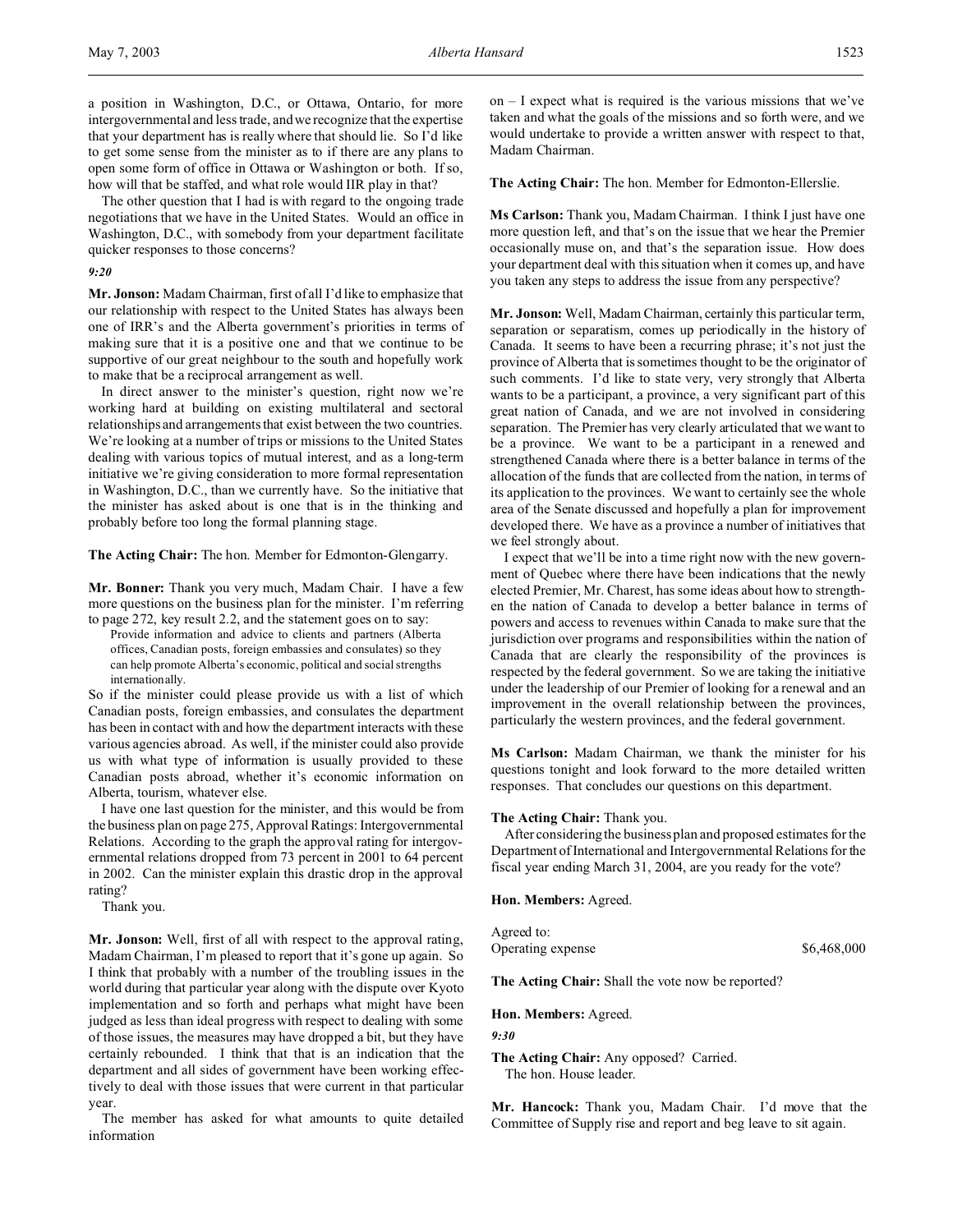a position in Washington, D.C., or Ottawa, Ontario, for more intergovernmental and less trade, and we recognize that the expertise that your department has is really where that should lie. So I'd like to get some sense from the minister as to if there are any plans to open some form of office in Ottawa or Washington or both. If so, how will that be staffed, and what role would IIR play in that?

The other question that I had is with regard to the ongoing trade negotiations that we have in the United States. Would an office in Washington, D.C., with somebody from your department facilitate quicker responses to those concerns?

*9:20*

**Mr. Jonson:** Madam Chairman, first of all I'd like to emphasize that our relationship with respect to the United States has always been one of IRR's and the Alberta government's priorities in terms of making sure that it is a positive one and that we continue to be supportive of our great neighbour to the south and hopefully work to make that be a reciprocal arrangement as well.

In direct answer to the minister's question, right now we're working hard at building on existing multilateral and sectoral relationships and arrangements that exist between the two countries. We're looking at a number of trips or missions to the United States dealing with various topics of mutual interest, and as a long-term initiative we're giving consideration to more formal representation in Washington, D.C., than we currently have. So the initiative that the minister has asked about is one that is in the thinking and probably before too long the formal planning stage.

**The Acting Chair:** The hon. Member for Edmonton-Glengarry.

**Mr. Bonner:** Thank you very much, Madam Chair. I have a few more questions on the business plan for the minister. I'm referring to page 272, key result 2.2, and the statement goes on to say:

> Provide information and advice to clients and partners (Alberta offices, Canadian posts, foreign embassies and consulates) so they can help promote Alberta's economic, political and social strengths internationally.

So if the minister could please provide us with a list of which Canadian posts, foreign embassies, and consulates the department has been in contact with and how the department interacts with these various agencies abroad. As well, if the minister could also provide us with what type of information is usually provided to these Canadian posts abroad, whether it's economic information on Alberta, tourism, whatever else.

I have one last question for the minister, and this would be from the business plan on page 275, Approval Ratings: Intergovernmental Relations. According to the graph the approval rating for intergovernmental relations dropped from 73 percent in 2001 to 64 percent in 2002. Can the minister explain this drastic drop in the approval rating?

Thank you.

**Mr. Jonson:** Well, first of all with respect to the approval rating, Madam Chairman, I'm pleased to report that it's gone up again. So I think that probably with a number of the troubling issues in the world during that particular year along with the dispute over Kyoto implementation and so forth and perhaps what might have been judged as less than ideal progress with respect to dealing with some of those issues, the measures may have dropped a bit, but they have certainly rebounded. I think that that is an indication that the department and all sides of government have been working effectively to deal with those issues that were current in that particular year.

The member has asked for what amounts to quite detailed information on – I expect what is required is the various missions that we've taken and what the goals of the missions and so forth were, and we would undertake to provide a written answer with respect to that, Madam Chairman.

**The Acting Chair:** The hon. Member for Edmonton-Ellerslie.

**Ms Carlson:** Thank you, Madam Chairman. I think I just have one more question left, and that's on the issue that we hear the Premier occasionally muse on, and that's the separation issue. How does your department deal with this situation when it comes up, and have you taken any steps to address the issue from any perspective?

**Mr. Jonson:** Well, Madam Chairman, certainly this particular term, separation or separatism, comes up periodically in the history of Canada. It seems to have been a recurring phrase; it's not just the province of Alberta that is sometimes thought to be the originator of such comments. I'd like to state very, very strongly that Alberta wants to be a participant, a province, a very significant part of this great nation of Canada, and we are not involved in considering separation. The Premier has very clearly articulated that we want to be a province. We want to be a participant in a renewed and strengthened Canada where there is a better balance in terms of the allocation of the funds that are collected from the nation, in terms of its application to the provinces. We want to certainly see the whole area of the Senate discussed and hopefully a plan for improvement developed there. We have as a province a number of initiatives that we feel strongly about.

I expect that we'll be into a time right now with the new government of Quebec where there have been indications that the newly elected Premier, Mr. Charest, has some ideas about how to strengthen the nation of Canada to develop a better balance in terms of powers and access to revenues within Canada to make sure that the jurisdiction over programs and responsibilities within the nation of Canada that are clearly the responsibility of the provinces is respected by the federal government. So we are taking the initiative under the leadership of our Premier of looking for a renewal and an improvement in the overall relationship between the provinces, particularly the western provinces, and the federal government.

**Ms Carlson:** Madam Chairman, we thank the minister for his questions tonight and look forward to the more detailed written responses. That concludes our questions on this department.

**The Acting Chair:** Thank you.

After considering the business plan and proposed estimates for the Department of International and Intergovernmental Relations for the fiscal year ending March 31, 2004, are you ready for the vote?

**Hon. Members:** Agreed.

Agreed to:
Operating expense $6,468,000

**The Acting Chair:** Shall the vote now be reported?

**Hon. Members:** Agreed.

*9:30*

**The Acting Chair:** Any opposed? Carried.
The hon. House leader.

**Mr. Hancock:** Thank you, Madam Chair. I'd move that the Committee of Supply rise and report and beg leave to sit again.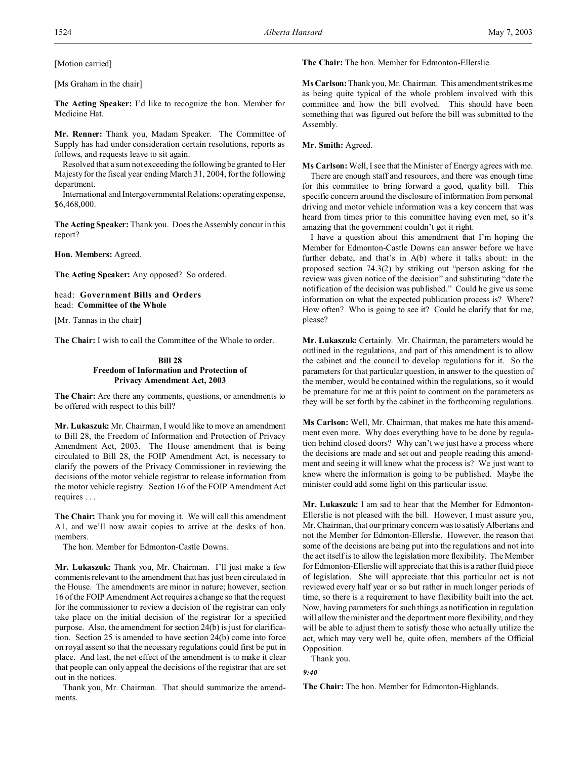[Motion carried]

[Ms Graham in the chair]

**The Acting Speaker:** I'd like to recognize the hon. Member for Medicine Hat.

**Mr. Renner:** Thank you, Madam Speaker. The Committee of Supply has had under consideration certain resolutions, reports as follows, and requests leave to sit again.

Resolved that a sum not exceeding the following be granted to Her Majesty for the fiscal year ending March 31, 2004, for the following department.

International and Intergovernmental Relations: operating expense, $6,468,000.

**The Acting Speaker:** Thank you. Does the Assembly concur in this report?

**Hon. Members:** Agreed.

**The Acting Speaker:** Any opposed? So ordered.

head: **Government Bills and Orders**
head: **Committee of the Whole**

[Mr. Tannas in the chair]

**The Chair:** I wish to call the Committee of the Whole to order.

## Bill 28
## Freedom of Information and Protection of Privacy Amendment Act, 2003

**The Chair:** Are there any comments, questions, or amendments to be offered with respect to this bill?

**Mr. Lukaszuk:** Mr. Chairman, I would like to move an amendment to Bill 28, the Freedom of Information and Protection of Privacy Amendment Act, 2003. The House amendment that is being circulated to Bill 28, the FOIP Amendment Act, is necessary to clarify the powers of the Privacy Commissioner in reviewing the decisions of the motor vehicle registrar to release information from the motor vehicle registry. Section 16 of the FOIP Amendment Act requires . . .

**The Chair:** Thank you for moving it. We will call this amendment A1, and we'll now await copies to arrive at the desks of hon. members.

The hon. Member for Edmonton-Castle Downs.

**Mr. Lukaszuk:** Thank you, Mr. Chairman. I'll just make a few comments relevant to the amendment that has just been circulated in the House. The amendments are minor in nature; however, section 16 of the FOIP Amendment Act requires a change so that the request for the commissioner to review a decision of the registrar can only take place on the initial decision of the registrar for a specified purpose. Also, the amendment for section 24(b) is just for clarification. Section 25 is amended to have section 24(b) come into force on royal assent so that the necessary regulations could first be put in place. And last, the net effect of the amendment is to make it clear that people can only appeal the decisions of the registrar that are set out in the notices.

Thank you, Mr. Chairman. That should summarize the amendments.

**The Chair:** The hon. Member for Edmonton-Ellerslie.

**Ms Carlson:** Thank you, Mr. Chairman. This amendment strikes me as being quite typical of the whole problem involved with this committee and how the bill evolved. This should have been something that was figured out before the bill was submitted to the Assembly.

**Mr. Smith:** Agreed.

**Ms Carlson:** Well, I see that the Minister of Energy agrees with me.

There are enough staff and resources, and there was enough time for this committee to bring forward a good, quality bill. This specific concern around the disclosure of information from personal driving and motor vehicle information was a key concern that was heard from times prior to this committee having even met, so it's amazing that the government couldn't get it right.

I have a question about this amendment that I'm hoping the Member for Edmonton-Castle Downs can answer before we have further debate, and that's in A(b) where it talks about: in the proposed section 74.3(2) by striking out "person asking for the review was given notice of the decision" and substituting "date the notification of the decision was published." Could he give us some information on what the expected publication process is? Where? How often? Who is going to see it? Could he clarify that for me, please?

**Mr. Lukaszuk:** Certainly. Mr. Chairman, the parameters would be outlined in the regulations, and part of this amendment is to allow the cabinet and the council to develop regulations for it. So the parameters for that particular question, in answer to the question of the member, would be contained within the regulations, so it would be premature for me at this point to comment on the parameters as they will be set forth by the cabinet in the forthcoming regulations.

**Ms Carlson:** Well, Mr. Chairman, that makes me hate this amendment even more. Why does everything have to be done by regulation behind closed doors? Why can't we just have a process where the decisions are made and set out and people reading this amendment and seeing it will know what the process is? We just want to know where the information is going to be published. Maybe the minister could add some light on this particular issue.

**Mr. Lukaszuk:** I am sad to hear that the Member for Edmonton-Ellerslie is not pleased with the bill. However, I must assure you, Mr. Chairman, that our primary concern was to satisfy Albertans and not the Member for Edmonton-Ellerslie. However, the reason that some of the decisions are being put into the regulations and not into the act itself is to allow the legislation more flexibility. The Member for Edmonton-Ellerslie will appreciate that this is a rather fluid piece of legislation. She will appreciate that this particular act is not reviewed every half year or so but rather in much longer periods of time, so there is a requirement to have flexibility built into the act. Now, having parameters for such things as notification in regulation will allow the minister and the department more flexibility, and they will be able to adjust them to satisfy those who actually utilize the act, which may very well be, quite often, members of the Official Opposition.

Thank you.

*9:40*

**The Chair:** The hon. Member for Edmonton-Highlands.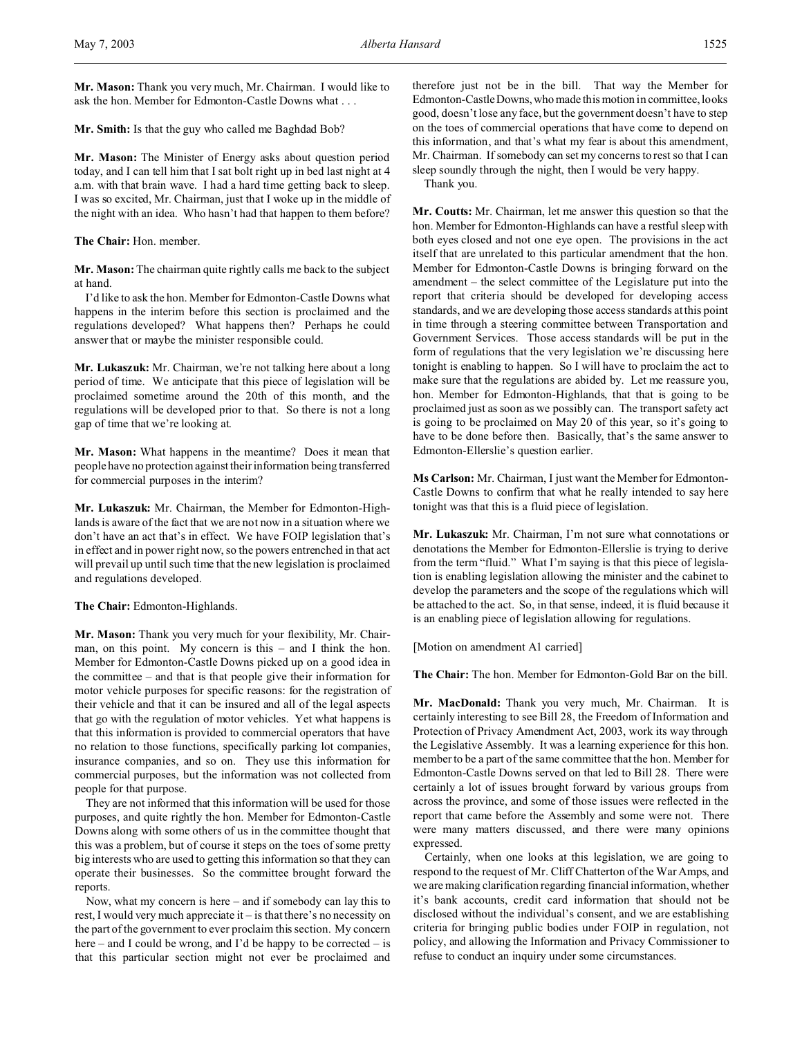**Mr. Mason:** Thank you very much, Mr. Chairman. I would like to ask the hon. Member for Edmonton-Castle Downs what . . .

**Mr. Smith:** Is that the guy who called me Baghdad Bob?

**Mr. Mason:** The Minister of Energy asks about question period today, and I can tell him that I sat bolt right up in bed last night at 4 a.m. with that brain wave. I had a hard time getting back to sleep. I was so excited, Mr. Chairman, just that I woke up in the middle of the night with an idea. Who hasn't had that happen to them before?

**The Chair:** Hon. member.

**Mr. Mason:** The chairman quite rightly calls me back to the subject at hand.

I'd like to ask the hon. Member for Edmonton-Castle Downs what happens in the interim before this section is proclaimed and the regulations developed? What happens then? Perhaps he could answer that or maybe the minister responsible could.

**Mr. Lukaszuk:** Mr. Chairman, we're not talking here about a long period of time. We anticipate that this piece of legislation will be proclaimed sometime around the 20th of this month, and the regulations will be developed prior to that. So there is not a long gap of time that we're looking at.

**Mr. Mason:** What happens in the meantime? Does it mean that people have no protection against their information being transferred for commercial purposes in the interim?

**Mr. Lukaszuk:** Mr. Chairman, the Member for Edmonton-Highlands is aware of the fact that we are not now in a situation where we don't have an act that's in effect. We have FOIP legislation that's in effect and in power right now, so the powers entrenched in that act will prevail up until such time that the new legislation is proclaimed and regulations developed.

**The Chair:** Edmonton-Highlands.

**Mr. Mason:** Thank you very much for your flexibility, Mr. Chairman, on this point. My concern is this – and I think the hon. Member for Edmonton-Castle Downs picked up on a good idea in the committee – and that is that people give their information for motor vehicle purposes for specific reasons: for the registration of their vehicle and that it can be insured and all of the legal aspects that go with the regulation of motor vehicles. Yet what happens is that this information is provided to commercial operators that have no relation to those functions, specifically parking lot companies, insurance companies, and so on. They use this information for commercial purposes, but the information was not collected from people for that purpose.

They are not informed that this information will be used for those purposes, and quite rightly the hon. Member for Edmonton-Castle Downs along with some others of us in the committee thought that this was a problem, but of course it steps on the toes of some pretty big interests who are used to getting this information so that they can operate their businesses. So the committee brought forward the reports.

Now, what my concern is here – and if somebody can lay this to rest, I would very much appreciate it – is that there's no necessity on the part of the government to ever proclaim this section. My concern here – and I could be wrong, and I'd be happy to be corrected – is that this particular section might not ever be proclaimed and therefore just not be in the bill. That way the Member for Edmonton-Castle Downs, who made this motion in committee, looks good, doesn't lose any face, but the government doesn't have to step on the toes of commercial operations that have come to depend on this information, and that's what my fear is about this amendment, Mr. Chairman. If somebody can set my concerns to rest so that I can sleep soundly through the night, then I would be very happy.

Thank you.

**Mr. Coutts:** Mr. Chairman, let me answer this question so that the hon. Member for Edmonton-Highlands can have a restful sleep with both eyes closed and not one eye open. The provisions in the act itself that are unrelated to this particular amendment that the hon. Member for Edmonton-Castle Downs is bringing forward on the amendment – the select committee of the Legislature put into the report that criteria should be developed for developing access standards, and we are developing those access standards at this point in time through a steering committee between Transportation and Government Services. Those access standards will be put in the form of regulations that the very legislation we're discussing here tonight is enabling to happen. So I will have to proclaim the act to make sure that the regulations are abided by. Let me reassure you, hon. Member for Edmonton-Highlands, that that is going to be proclaimed just as soon as we possibly can. The transport safety act is going to be proclaimed on May 20 of this year, so it's going to have to be done before then. Basically, that's the same answer to Edmonton-Ellerslie's question earlier.

**Ms Carlson:** Mr. Chairman, I just want the Member for Edmonton-Castle Downs to confirm that what he really intended to say here tonight was that this is a fluid piece of legislation.

**Mr. Lukaszuk:** Mr. Chairman, I'm not sure what connotations or denotations the Member for Edmonton-Ellerslie is trying to derive from the term "fluid." What I'm saying is that this piece of legislation is enabling legislation allowing the minister and the cabinet to develop the parameters and the scope of the regulations which will be attached to the act. So, in that sense, indeed, it is fluid because it is an enabling piece of legislation allowing for regulations.

[Motion on amendment A1 carried]

**The Chair:** The hon. Member for Edmonton-Gold Bar on the bill.

**Mr. MacDonald:** Thank you very much, Mr. Chairman. It is certainly interesting to see Bill 28, the Freedom of Information and Protection of Privacy Amendment Act, 2003, work its way through the Legislative Assembly. It was a learning experience for this hon. member to be a part of the same committee that the hon. Member for Edmonton-Castle Downs served on that led to Bill 28. There were certainly a lot of issues brought forward by various groups from across the province, and some of those issues were reflected in the report that came before the Assembly and some were not. There were many matters discussed, and there were many opinions expressed.

Certainly, when one looks at this legislation, we are going to respond to the request of Mr. Cliff Chatterton of the War Amps, and we are making clarification regarding financial information, whether it's bank accounts, credit card information that should not be disclosed without the individual's consent, and we are establishing criteria for bringing public bodies under FOIP in regulation, not policy, and allowing the Information and Privacy Commissioner to refuse to conduct an inquiry under some circumstances.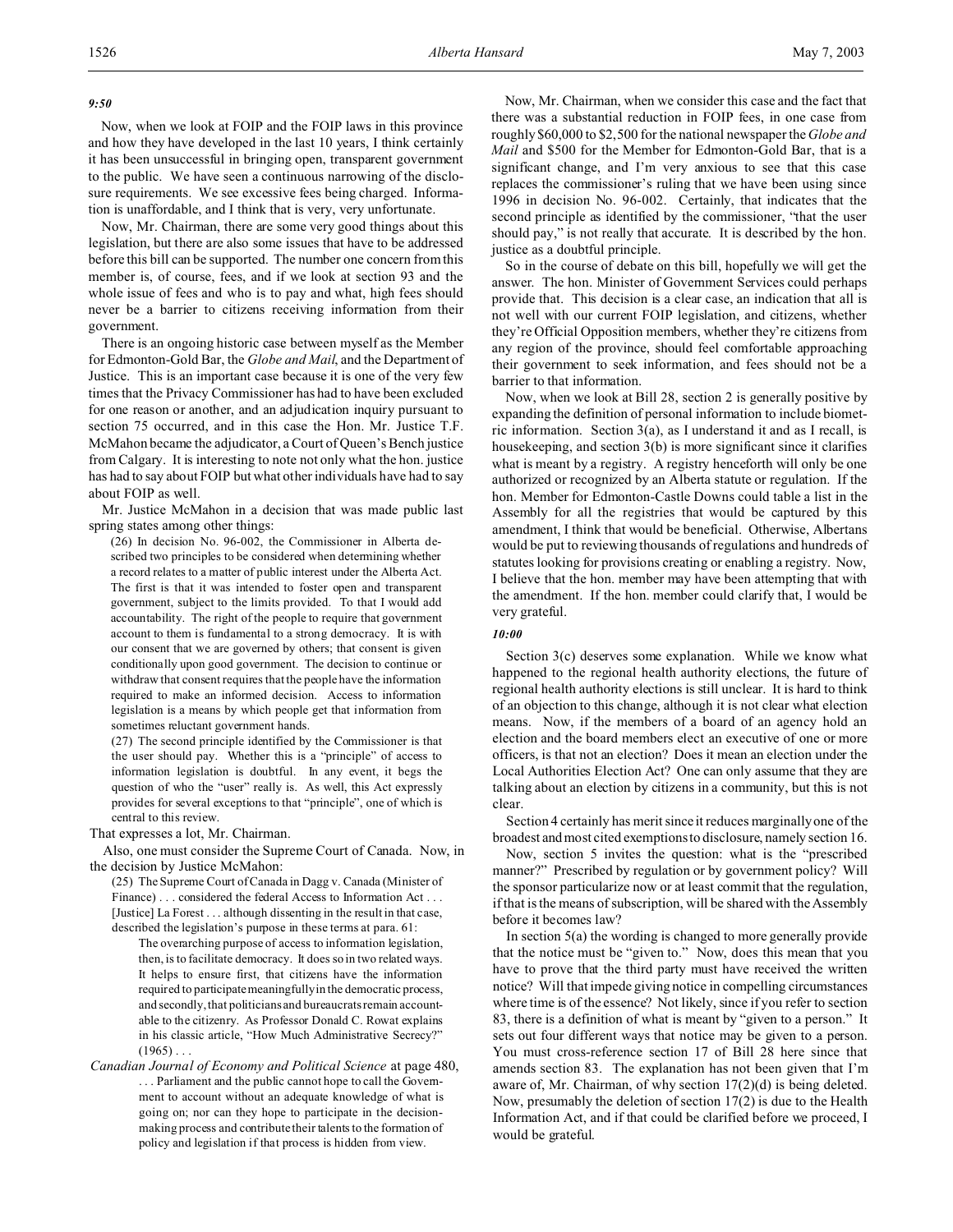*9:50*

Now, when we look at FOIP and the FOIP laws in this province and how they have developed in the last 10 years, I think certainly it has been unsuccessful in bringing open, transparent government to the public. We have seen a continuous narrowing of the disclosure requirements. We see excessive fees being charged. Information is unaffordable, and I think that is very, very unfortunate.

Now, Mr. Chairman, there are some very good things about this legislation, but there are also some issues that have to be addressed before this bill can be supported. The number one concern from this member is, of course, fees, and if we look at section 93 and the whole issue of fees and who is to pay and what, high fees should never be a barrier to citizens receiving information from their government.

There is an ongoing historic case between myself as the Member for Edmonton-Gold Bar, the *Globe and Mail*, and the Department of Justice. This is an important case because it is one of the very few times that the Privacy Commissioner has had to have been excluded for one reason or another, and an adjudication inquiry pursuant to section 75 occurred, and in this case the Hon. Mr. Justice T.F. McMahon became the adjudicator, a Court of Queen's Bench justice from Calgary. It is interesting to note not only what the hon. justice has had to say about FOIP but what other individuals have had to say about FOIP as well.

Mr. Justice McMahon in a decision that was made public last spring states among other things:

> (26) In decision No. 96-002, the Commissioner in Alberta described two principles to be considered when determining whether a record relates to a matter of public interest under the Alberta Act. The first is that it was intended to foster open and transparent government, subject to the limits provided. To that I would add accountability. The right of the people to require that government account to them is fundamental to a strong democracy. It is with our consent that we are governed by others; that consent is given conditionally upon good government. The decision to continue or withdraw that consent requires that the people have the information required to make an informed decision. Access to information legislation is a means by which people get that information from sometimes reluctant government hands.
>
> (27) The second principle identified by the Commissioner is that the user should pay. Whether this is a "principle" of access to information legislation is doubtful. In any event, it begs the question of who the "user" really is. As well, this Act expressly provides for several exceptions to that "principle", one of which is central to this review.

That expresses a lot, Mr. Chairman.

Also, one must consider the Supreme Court of Canada. Now, in the decision by Justice McMahon:

> (25) The Supreme Court of Canada in Dagg v. Canada (Minister of Finance) . . . considered the federal Access to Information Act . . . [Justice] La Forest . . . although dissenting in the result in that case, described the legislation's purpose in these terms at para. 61:
>
> > The overarching purpose of access to information legislation, then, is to facilitate democracy. It does so in two related ways. It helps to ensure first, that citizens have the information required to participate meaningfully in the democratic process, and secondly, that politicians and bureaucrats remain accountable to the citizenry. As Professor Donald C. Rowat explains in his classic article, "How Much Administrative Secrecy?" (1965) . . .
>
> *Canadian Journal of Economy and Political Science* at page 480,
>
> > . . . Parliament and the public cannot hope to call the Government to account without an adequate knowledge of what is going on; nor can they hope to participate in the decision-making process and contribute their talents to the formation of policy and legislation if that process is hidden from view.

Now, Mr. Chairman, when we consider this case and the fact that there was a substantial reduction in FOIP fees, in one case from roughly $60,000 to $2,500 for the national newspaper the *Globe and Mail* and $500 for the Member for Edmonton-Gold Bar, that is a significant change, and I'm very anxious to see that this case replaces the commissioner's ruling that we have been using since 1996 in decision No. 96-002. Certainly, that indicates that the second principle as identified by the commissioner, "that the user should pay," is not really that accurate. It is described by the hon. justice as a doubtful principle.

So in the course of debate on this bill, hopefully we will get the answer. The hon. Minister of Government Services could perhaps provide that. This decision is a clear case, an indication that all is not well with our current FOIP legislation, and citizens, whether they're Official Opposition members, whether they're citizens from any region of the province, should feel comfortable approaching their government to seek information, and fees should not be a barrier to that information.

Now, when we look at Bill 28, section 2 is generally positive by expanding the definition of personal information to include biometric information. Section 3(a), as I understand it and as I recall, is housekeeping, and section 3(b) is more significant since it clarifies what is meant by a registry. A registry henceforth will only be one authorized or recognized by an Alberta statute or regulation. If the hon. Member for Edmonton-Castle Downs could table a list in the Assembly for all the registries that would be captured by this amendment, I think that would be beneficial. Otherwise, Albertans would be put to reviewing thousands of regulations and hundreds of statutes looking for provisions creating or enabling a registry. Now, I believe that the hon. member may have been attempting that with the amendment. If the hon. member could clarify that, I would be very grateful.

*10:00*

Section 3(c) deserves some explanation. While we know what happened to the regional health authority elections, the future of regional health authority elections is still unclear. It is hard to think of an objection to this change, although it is not clear what election means. Now, if the members of a board of an agency hold an election and the board members elect an executive of one or more officers, is that not an election? Does it mean an election under the Local Authorities Election Act? One can only assume that they are talking about an election by citizens in a community, but this is not clear.

Section 4 certainly has merit since it reduces marginally one of the broadest and most cited exemptions to disclosure, namely section 16.

Now, section 5 invites the question: what is the "prescribed manner?" Prescribed by regulation or by government policy? Will the sponsor particularize now or at least commit that the regulation, if that is the means of subscription, will be shared with the Assembly before it becomes law?

In section 5(a) the wording is changed to more generally provide that the notice must be "given to." Now, does this mean that you have to prove that the third party must have received the written notice? Will that impede giving notice in compelling circumstances where time is of the essence? Not likely, since if you refer to section 83, there is a definition of what is meant by "given to a person." It sets out four different ways that notice may be given to a person. You must cross-reference section 17 of Bill 28 here since that amends section 83. The explanation has not been given that I'm aware of, Mr. Chairman, of why section 17(2)(d) is being deleted. Now, presumably the deletion of section 17(2) is due to the Health Information Act, and if that could be clarified before we proceed, I would be grateful.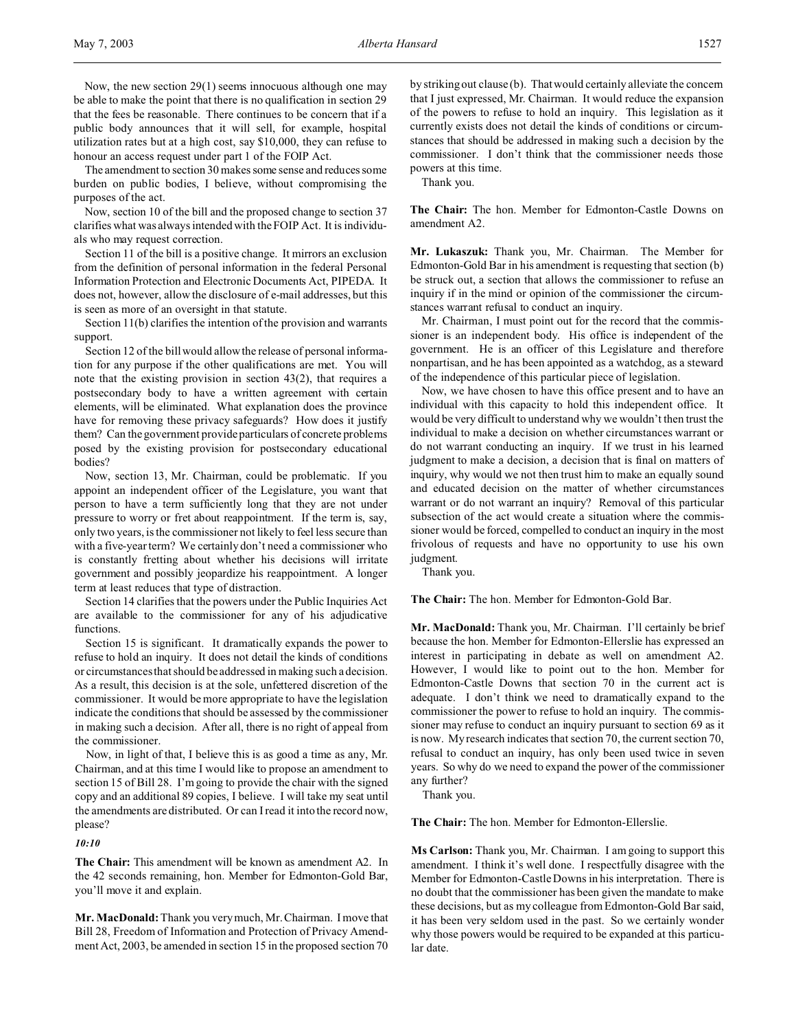Now, the new section 29(1) seems innocuous although one may be able to make the point that there is no qualification in section 29 that the fees be reasonable. There continues to be concern that if a public body announces that it will sell, for example, hospital utilization rates but at a high cost, say $10,000, they can refuse to honour an access request under part 1 of the FOIP Act.

The amendment to section 30 makes some sense and reduces some burden on public bodies, I believe, without compromising the purposes of the act.

Now, section 10 of the bill and the proposed change to section 37 clarifies what was always intended with the FOIP Act. It is individuals who may request correction.

Section 11 of the bill is a positive change. It mirrors an exclusion from the definition of personal information in the federal Personal Information Protection and Electronic Documents Act, PIPEDA. It does not, however, allow the disclosure of e-mail addresses, but this is seen as more of an oversight in that statute.

Section 11(b) clarifies the intention of the provision and warrants support.

Section 12 of the bill would allow the release of personal information for any purpose if the other qualifications are met. You will note that the existing provision in section 43(2), that requires a postsecondary body to have a written agreement with certain elements, will be eliminated. What explanation does the province have for removing these privacy safeguards? How does it justify them? Can the government provide particulars of concrete problems posed by the existing provision for postsecondary educational bodies?

Now, section 13, Mr. Chairman, could be problematic. If you appoint an independent officer of the Legislature, you want that person to have a term sufficiently long that they are not under pressure to worry or fret about reappointment. If the term is, say, only two years, is the commissioner not likely to feel less secure than with a five-year term? We certainly don't need a commissioner who is constantly fretting about whether his decisions will irritate government and possibly jeopardize his reappointment. A longer term at least reduces that type of distraction.

Section 14 clarifies that the powers under the Public Inquiries Act are available to the commissioner for any of his adjudicative functions.

Section 15 is significant. It dramatically expands the power to refuse to hold an inquiry. It does not detail the kinds of conditions or circumstances that should be addressed in making such a decision. As a result, this decision is at the sole, unfettered discretion of the commissioner. It would be more appropriate to have the legislation indicate the conditions that should be assessed by the commissioner in making such a decision. After all, there is no right of appeal from the commissioner.

Now, in light of that, I believe this is as good a time as any, Mr. Chairman, and at this time I would like to propose an amendment to section 15 of Bill 28. I'm going to provide the chair with the signed copy and an additional 89 copies, I believe. I will take my seat until the amendments are distributed. Or can I read it into the record now, please?

*10:10*

**The Chair:** This amendment will be known as amendment A2. In the 42 seconds remaining, hon. Member for Edmonton-Gold Bar, you'll move it and explain.

**Mr. MacDonald:** Thank you very much, Mr. Chairman. I move that Bill 28, Freedom of Information and Protection of Privacy Amendment Act, 2003, be amended in section 15 in the proposed section 70 by striking out clause (b). That would certainly alleviate the concern that I just expressed, Mr. Chairman. It would reduce the expansion of the powers to refuse to hold an inquiry. This legislation as it currently exists does not detail the kinds of conditions or circumstances that should be addressed in making such a decision by the commissioner. I don't think that the commissioner needs those powers at this time.

Thank you.

**The Chair:** The hon. Member for Edmonton-Castle Downs on amendment A2.

**Mr. Lukaszuk:** Thank you, Mr. Chairman. The Member for Edmonton-Gold Bar in his amendment is requesting that section (b) be struck out, a section that allows the commissioner to refuse an inquiry if in the mind or opinion of the commissioner the circumstances warrant refusal to conduct an inquiry.

Mr. Chairman, I must point out for the record that the commissioner is an independent body. His office is independent of the government. He is an officer of this Legislature and therefore nonpartisan, and he has been appointed as a watchdog, as a steward of the independence of this particular piece of legislation.

Now, we have chosen to have this office present and to have an individual with this capacity to hold this independent office. It would be very difficult to understand why we wouldn't then trust the individual to make a decision on whether circumstances warrant or do not warrant conducting an inquiry. If we trust in his learned judgment to make a decision, a decision that is final on matters of inquiry, why would we not then trust him to make an equally sound and educated decision on the matter of whether circumstances warrant or do not warrant an inquiry? Removal of this particular subsection of the act would create a situation where the commissioner would be forced, compelled to conduct an inquiry in the most frivolous of requests and have no opportunity to use his own judgment.

Thank you.

**The Chair:** The hon. Member for Edmonton-Gold Bar.

**Mr. MacDonald:** Thank you, Mr. Chairman. I'll certainly be brief because the hon. Member for Edmonton-Ellerslie has expressed an interest in participating in debate as well on amendment A2. However, I would like to point out to the hon. Member for Edmonton-Castle Downs that section 70 in the current act is adequate. I don't think we need to dramatically expand to the commissioner the power to refuse to hold an inquiry. The commissioner may refuse to conduct an inquiry pursuant to section 69 as it is now. My research indicates that section 70, the current section 70, refusal to conduct an inquiry, has only been used twice in seven years. So why do we need to expand the power of the commissioner any further?

Thank you.

**The Chair:** The hon. Member for Edmonton-Ellerslie.

**Ms Carlson:** Thank you, Mr. Chairman. I am going to support this amendment. I think it's well done. I respectfully disagree with the Member for Edmonton-Castle Downs in his interpretation. There is no doubt that the commissioner has been given the mandate to make these decisions, but as my colleague from Edmonton-Gold Bar said, it has been very seldom used in the past. So we certainly wonder why those powers would be required to be expanded at this particular date.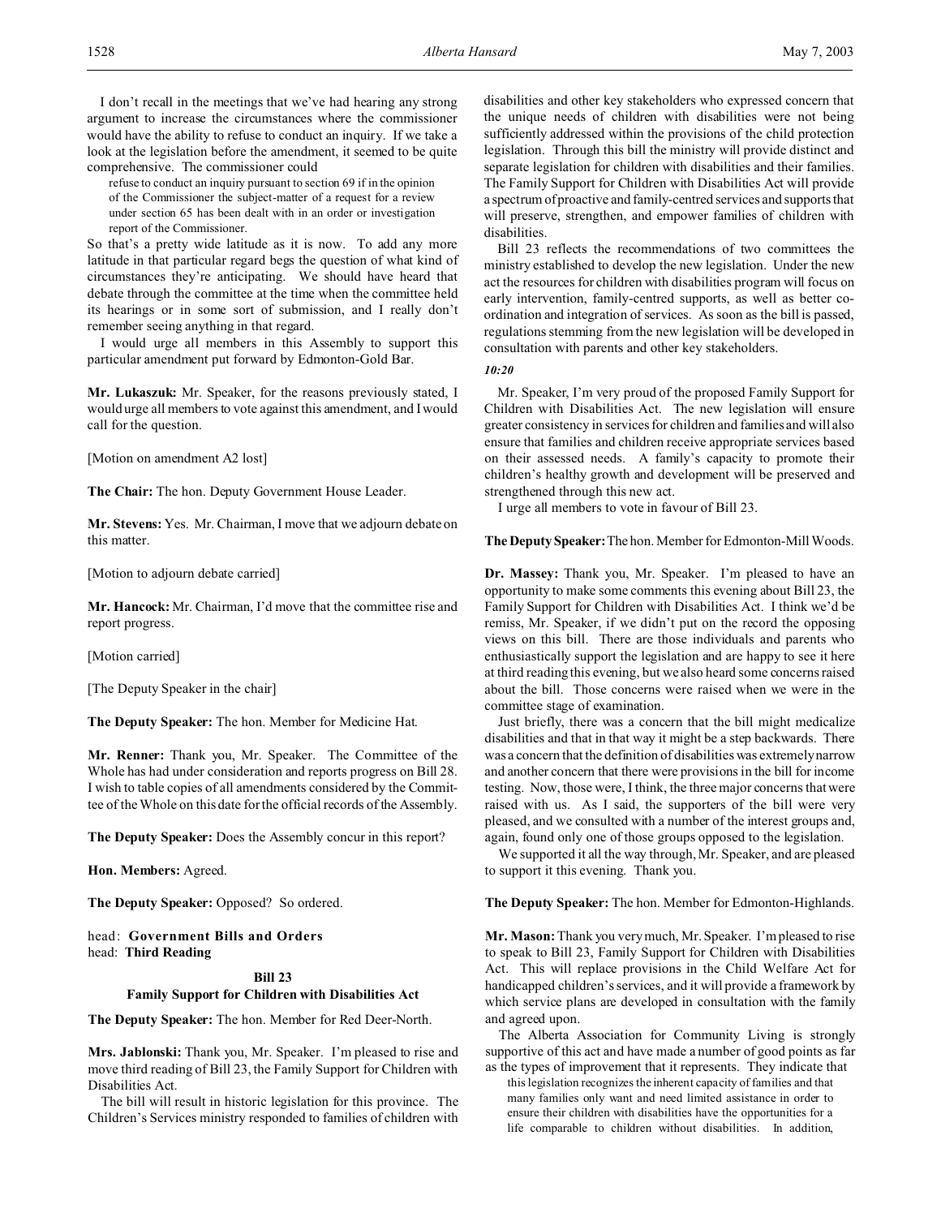I don't recall in the meetings that we've had hearing any strong argument to increase the circumstances where the commissioner would have the ability to refuse to conduct an inquiry. If we take a look at the legislation before the amendment, it seemed to be quite comprehensive. The commissioner could

> refuse to conduct an inquiry pursuant to section 69 if in the opinion of the Commissioner the subject-matter of a request for a review under section 65 has been dealt with in an order or investigation report of the Commissioner.

So that's a pretty wide latitude as it is now. To add any more latitude in that particular regard begs the question of what kind of circumstances they're anticipating. We should have heard that debate through the committee at the time when the committee held its hearings or in some sort of submission, and I really don't remember seeing anything in that regard.

I would urge all members in this Assembly to support this particular amendment put forward by Edmonton-Gold Bar.

**Mr. Lukaszuk:** Mr. Speaker, for the reasons previously stated, I would urge all members to vote against this amendment, and I would call for the question.

[Motion on amendment A2 lost]

**The Chair:** The hon. Deputy Government House Leader.

**Mr. Stevens:** Yes. Mr. Chairman, I move that we adjourn debate on this matter.

[Motion to adjourn debate carried]

**Mr. Hancock:** Mr. Chairman, I'd move that the committee rise and report progress.

[Motion carried]

[The Deputy Speaker in the chair]

**The Deputy Speaker:** The hon. Member for Medicine Hat.

**Mr. Renner:** Thank you, Mr. Speaker. The Committee of the Whole has had under consideration and reports progress on Bill 28. I wish to table copies of all amendments considered by the Committee of the Whole on this date for the official records of the Assembly.

**The Deputy Speaker:** Does the Assembly concur in this report?

**Hon. Members:** Agreed.

**The Deputy Speaker:** Opposed? So ordered.

head: **Government Bills and Orders**
head: **Third Reading**

### Bill 23
### Family Support for Children with Disabilities Act

**The Deputy Speaker:** The hon. Member for Red Deer-North.

**Mrs. Jablonski:** Thank you, Mr. Speaker. I'm pleased to rise and move third reading of Bill 23, the Family Support for Children with Disabilities Act.

The bill will result in historic legislation for this province. The Children's Services ministry responded to families of children with disabilities and other key stakeholders who expressed concern that the unique needs of children with disabilities were not being sufficiently addressed within the provisions of the child protection legislation. Through this bill the ministry will provide distinct and separate legislation for children with disabilities and their families. The Family Support for Children with Disabilities Act will provide a spectrum of proactive and family-centred services and supports that will preserve, strengthen, and empower families of children with disabilities.

Bill 23 reflects the recommendations of two committees the ministry established to develop the new legislation. Under the new act the resources for children with disabilities program will focus on early intervention, family-centred supports, as well as better co-ordination and integration of services. As soon as the bill is passed, regulations stemming from the new legislation will be developed in consultation with parents and other key stakeholders.

*10:20*

Mr. Speaker, I'm very proud of the proposed Family Support for Children with Disabilities Act. The new legislation will ensure greater consistency in services for children and families and will also ensure that families and children receive appropriate services based on their assessed needs. A family's capacity to promote their children's healthy growth and development will be preserved and strengthened through this new act.

I urge all members to vote in favour of Bill 23.

**The Deputy Speaker:** The hon. Member for Edmonton-Mill Woods.

**Dr. Massey:** Thank you, Mr. Speaker. I'm pleased to have an opportunity to make some comments this evening about Bill 23, the Family Support for Children with Disabilities Act. I think we'd be remiss, Mr. Speaker, if we didn't put on the record the opposing views on this bill. There are those individuals and parents who enthusiastically support the legislation and are happy to see it here at third reading this evening, but we also heard some concerns raised about the bill. Those concerns were raised when we were in the committee stage of examination.

Just briefly, there was a concern that the bill might medicalize disabilities and that in that way it might be a step backwards. There was a concern that the definition of disabilities was extremely narrow and another concern that there were provisions in the bill for income testing. Now, those were, I think, the three major concerns that were raised with us. As I said, the supporters of the bill were very pleased, and we consulted with a number of the interest groups and, again, found only one of those groups opposed to the legislation.

We supported it all the way through, Mr. Speaker, and are pleased to support it this evening. Thank you.

**The Deputy Speaker:** The hon. Member for Edmonton-Highlands.

**Mr. Mason:** Thank you very much, Mr. Speaker. I'm pleased to rise to speak to Bill 23, Family Support for Children with Disabilities Act. This will replace provisions in the Child Welfare Act for handicapped children's services, and it will provide a framework by which service plans are developed in consultation with the family and agreed upon.

The Alberta Association for Community Living is strongly supportive of this act and have made a number of good points as far as the types of improvement that it represents. They indicate that

> this legislation recognizes the inherent capacity of families and that many families only want and need limited assistance in order to ensure their children with disabilities have the opportunities for a life comparable to children without disabilities. In addition,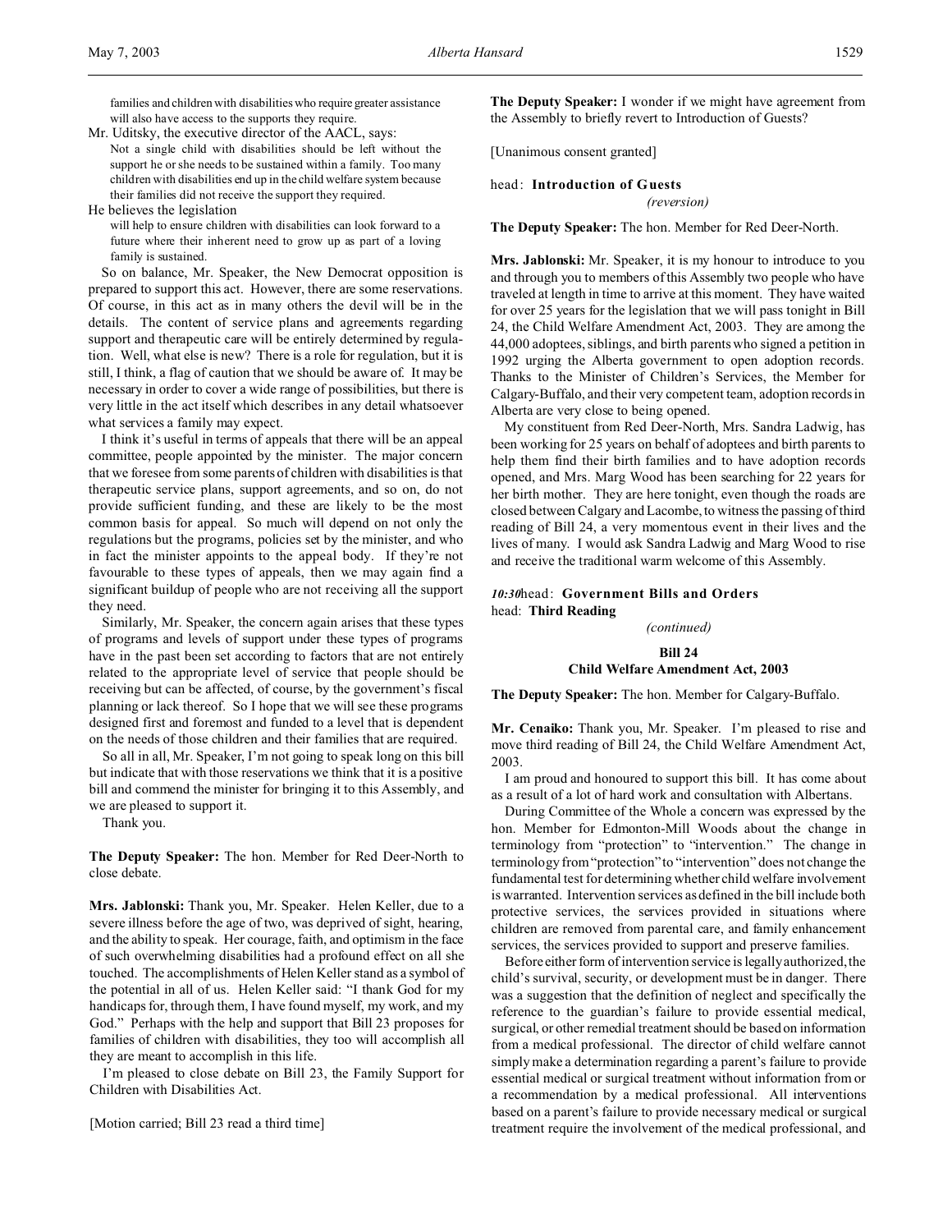families and children with disabilities who require greater assistance will also have access to the supports they require.

Mr. Uditsky, the executive director of the AACL, says:

> Not a single child with disabilities should be left without the support he or she needs to be sustained within a family. Too many children with disabilities end up in the child welfare system because their families did not receive the support they required.

He believes the legislation

> will help to ensure children with disabilities can look forward to a future where their inherent need to grow up as part of a loving family is sustained.

So on balance, Mr. Speaker, the New Democrat opposition is prepared to support this act. However, there are some reservations. Of course, in this act as in many others the devil will be in the details. The content of service plans and agreements regarding support and therapeutic care will be entirely determined by regulation. Well, what else is new? There is a role for regulation, but it is still, I think, a flag of caution that we should be aware of. It may be necessary in order to cover a wide range of possibilities, but there is very little in the act itself which describes in any detail whatsoever what services a family may expect.

I think it's useful in terms of appeals that there will be an appeal committee, people appointed by the minister. The major concern that we foresee from some parents of children with disabilities is that therapeutic service plans, support agreements, and so on, do not provide sufficient funding, and these are likely to be the most common basis for appeal. So much will depend on not only the regulations but the programs, policies set by the minister, and who in fact the minister appoints to the appeal body. If they're not favourable to these types of appeals, then we may again find a significant buildup of people who are not receiving all the support they need.

Similarly, Mr. Speaker, the concern again arises that these types of programs and levels of support under these types of programs have in the past been set according to factors that are not entirely related to the appropriate level of service that people should be receiving but can be affected, of course, by the government's fiscal planning or lack thereof. So I hope that we will see these programs designed first and foremost and funded to a level that is dependent on the needs of those children and their families that are required.

So all in all, Mr. Speaker, I'm not going to speak long on this bill but indicate that with those reservations we think that it is a positive bill and commend the minister for bringing it to this Assembly, and we are pleased to support it.

Thank you.

**The Deputy Speaker:** The hon. Member for Red Deer-North to close debate.

**Mrs. Jablonski:** Thank you, Mr. Speaker. Helen Keller, due to a severe illness before the age of two, was deprived of sight, hearing, and the ability to speak. Her courage, faith, and optimism in the face of such overwhelming disabilities had a profound effect on all she touched. The accomplishments of Helen Keller stand as a symbol of the potential in all of us. Helen Keller said: "I thank God for my handicaps for, through them, I have found myself, my work, and my God." Perhaps with the help and support that Bill 23 proposes for families of children with disabilities, they too will accomplish all they are meant to accomplish in this life.

I'm pleased to close debate on Bill 23, the Family Support for Children with Disabilities Act.

[Motion carried; Bill 23 read a third time]

**The Deputy Speaker:** I wonder if we might have agreement from the Assembly to briefly revert to Introduction of Guests?

[Unanimous consent granted]

head: **Introduction of Guests**
*(reversion)*

**The Deputy Speaker:** The hon. Member for Red Deer-North.

**Mrs. Jablonski:** Mr. Speaker, it is my honour to introduce to you and through you to members of this Assembly two people who have traveled at length in time to arrive at this moment. They have waited for over 25 years for the legislation that we will pass tonight in Bill 24, the Child Welfare Amendment Act, 2003. They are among the 44,000 adoptees, siblings, and birth parents who signed a petition in 1992 urging the Alberta government to open adoption records. Thanks to the Minister of Children's Services, the Member for Calgary-Buffalo, and their very competent team, adoption records in Alberta are very close to being opened.

My constituent from Red Deer-North, Mrs. Sandra Ladwig, has been working for 25 years on behalf of adoptees and birth parents to help them find their birth families and to have adoption records opened, and Mrs. Marg Wood has been searching for 22 years for her birth mother. They are here tonight, even though the roads are closed between Calgary and Lacombe, to witness the passing of third reading of Bill 24, a very momentous event in their lives and the lives of many. I would ask Sandra Ladwig and Marg Wood to rise and receive the traditional warm welcome of this Assembly.

*10:30* head: **Government Bills and Orders**
head: **Third Reading**
*(continued)*

**Bill 24**
**Child Welfare Amendment Act, 2003**

**The Deputy Speaker:** The hon. Member for Calgary-Buffalo.

**Mr. Cenaiko:** Thank you, Mr. Speaker. I'm pleased to rise and move third reading of Bill 24, the Child Welfare Amendment Act, 2003.

I am proud and honoured to support this bill. It has come about as a result of a lot of hard work and consultation with Albertans.

During Committee of the Whole a concern was expressed by the hon. Member for Edmonton-Mill Woods about the change in terminology from "protection" to "intervention." The change in terminology from "protection" to "intervention" does not change the fundamental test for determining whether child welfare involvement is warranted. Intervention services as defined in the bill include both protective services, the services provided in situations where children are removed from parental care, and family enhancement services, the services provided to support and preserve families.

Before either form of intervention service is legally authorized, the child's survival, security, or development must be in danger. There was a suggestion that the definition of neglect and specifically the reference to the guardian's failure to provide essential medical, surgical, or other remedial treatment should be based on information from a medical professional. The director of child welfare cannot simply make a determination regarding a parent's failure to provide essential medical or surgical treatment without information from or a recommendation by a medical professional. All interventions based on a parent's failure to provide necessary medical or surgical treatment require the involvement of the medical professional, and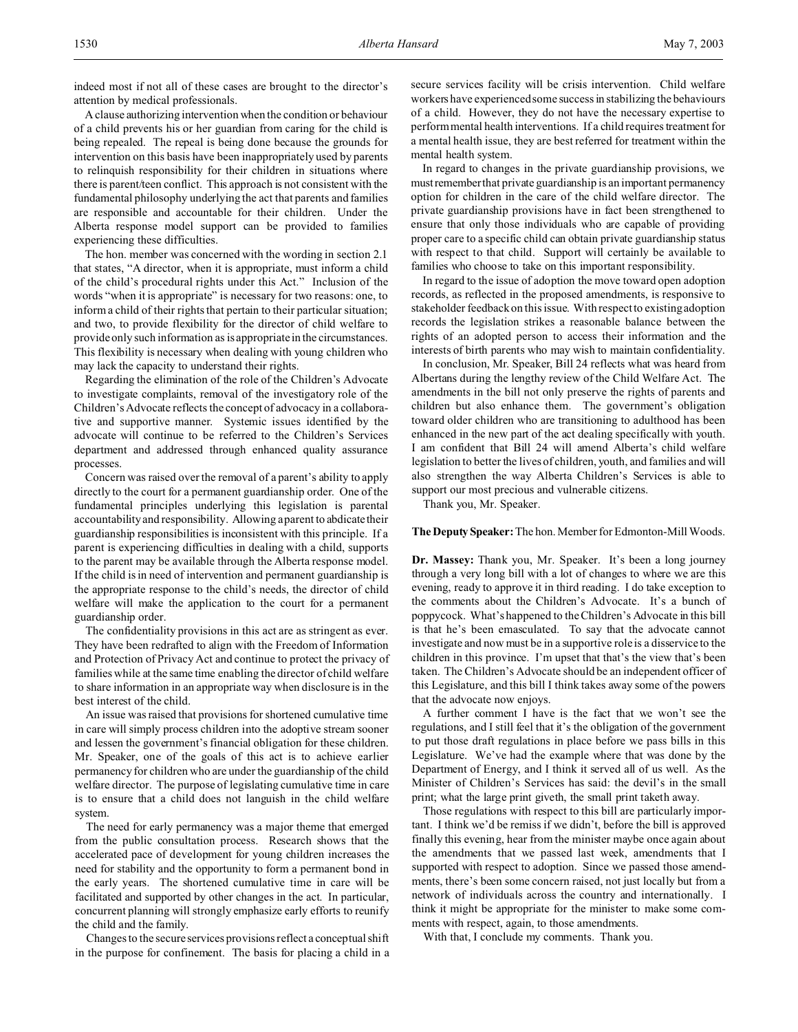indeed most if not all of these cases are brought to the director's attention by medical professionals.

A clause authorizing intervention when the condition or behaviour of a child prevents his or her guardian from caring for the child is being repealed. The repeal is being done because the grounds for intervention on this basis have been inappropriately used by parents to relinquish responsibility for their children in situations where there is parent/teen conflict. This approach is not consistent with the fundamental philosophy underlying the act that parents and families are responsible and accountable for their children. Under the Alberta response model support can be provided to families experiencing these difficulties.

The hon. member was concerned with the wording in section 2.1 that states, "A director, when it is appropriate, must inform a child of the child's procedural rights under this Act." Inclusion of the words "when it is appropriate" is necessary for two reasons: one, to inform a child of their rights that pertain to their particular situation; and two, to provide flexibility for the director of child welfare to provide only such information as is appropriate in the circumstances. This flexibility is necessary when dealing with young children who may lack the capacity to understand their rights.

Regarding the elimination of the role of the Children's Advocate to investigate complaints, removal of the investigatory role of the Children's Advocate reflects the concept of advocacy in a collaborative and supportive manner. Systemic issues identified by the advocate will continue to be referred to the Children's Services department and addressed through enhanced quality assurance processes.

Concern was raised over the removal of a parent's ability to apply directly to the court for a permanent guardianship order. One of the fundamental principles underlying this legislation is parental accountability and responsibility. Allowing a parent to abdicate their guardianship responsibilities is inconsistent with this principle. If a parent is experiencing difficulties in dealing with a child, supports to the parent may be available through the Alberta response model. If the child is in need of intervention and permanent guardianship is the appropriate response to the child's needs, the director of child welfare will make the application to the court for a permanent guardianship order.

The confidentiality provisions in this act are as stringent as ever. They have been redrafted to align with the Freedom of Information and Protection of Privacy Act and continue to protect the privacy of families while at the same time enabling the director of child welfare to share information in an appropriate way when disclosure is in the best interest of the child.

An issue was raised that provisions for shortened cumulative time in care will simply process children into the adoptive stream sooner and lessen the government's financial obligation for these children. Mr. Speaker, one of the goals of this act is to achieve earlier permanency for children who are under the guardianship of the child welfare director. The purpose of legislating cumulative time in care is to ensure that a child does not languish in the child welfare system.

The need for early permanency was a major theme that emerged from the public consultation process. Research shows that the accelerated pace of development for young children increases the need for stability and the opportunity to form a permanent bond in the early years. The shortened cumulative time in care will be facilitated and supported by other changes in the act. In particular, concurrent planning will strongly emphasize early efforts to reunify the child and the family.

Changes to the secure services provisions reflect a conceptual shift in the purpose for confinement. The basis for placing a child in a secure services facility will be crisis intervention. Child welfare workers have experienced some success in stabilizing the behaviours of a child. However, they do not have the necessary expertise to perform mental health interventions. If a child requires treatment for a mental health issue, they are best referred for treatment within the mental health system.

In regard to changes in the private guardianship provisions, we must remember that private guardianship is an important permanency option for children in the care of the child welfare director. The private guardianship provisions have in fact been strengthened to ensure that only those individuals who are capable of providing proper care to a specific child can obtain private guardianship status with respect to that child. Support will certainly be available to families who choose to take on this important responsibility.

In regard to the issue of adoption the move toward open adoption records, as reflected in the proposed amendments, is responsive to stakeholder feedback on this issue. With respect to existing adoption records the legislation strikes a reasonable balance between the rights of an adopted person to access their information and the interests of birth parents who may wish to maintain confidentiality.

In conclusion, Mr. Speaker, Bill 24 reflects what was heard from Albertans during the lengthy review of the Child Welfare Act. The amendments in the bill not only preserve the rights of parents and children but also enhance them. The government's obligation toward older children who are transitioning to adulthood has been enhanced in the new part of the act dealing specifically with youth. I am confident that Bill 24 will amend Alberta's child welfare legislation to better the lives of children, youth, and families and will also strengthen the way Alberta Children's Services is able to support our most precious and vulnerable citizens.

Thank you, Mr. Speaker.

**The Deputy Speaker:** The hon. Member for Edmonton-Mill Woods.

**Dr. Massey:** Thank you, Mr. Speaker. It's been a long journey through a very long bill with a lot of changes to where we are this evening, ready to approve it in third reading. I do take exception to the comments about the Children's Advocate. It's a bunch of poppycock. What's happened to the Children's Advocate in this bill is that he's been emasculated. To say that the advocate cannot investigate and now must be in a supportive role is a disservice to the children in this province. I'm upset that that's the view that's been taken. The Children's Advocate should be an independent officer of this Legislature, and this bill I think takes away some of the powers that the advocate now enjoys.

A further comment I have is the fact that we won't see the regulations, and I still feel that it's the obligation of the government to put those draft regulations in place before we pass bills in this Legislature. We've had the example where that was done by the Department of Energy, and I think it served all of us well. As the Minister of Children's Services has said: the devil's in the small print; what the large print giveth, the small print taketh away.

Those regulations with respect to this bill are particularly important. I think we'd be remiss if we didn't, before the bill is approved finally this evening, hear from the minister maybe once again about the amendments that we passed last week, amendments that I supported with respect to adoption. Since we passed those amendments, there's been some concern raised, not just locally but from a network of individuals across the country and internationally. I think it might be appropriate for the minister to make some comments with respect, again, to those amendments.

With that, I conclude my comments. Thank you.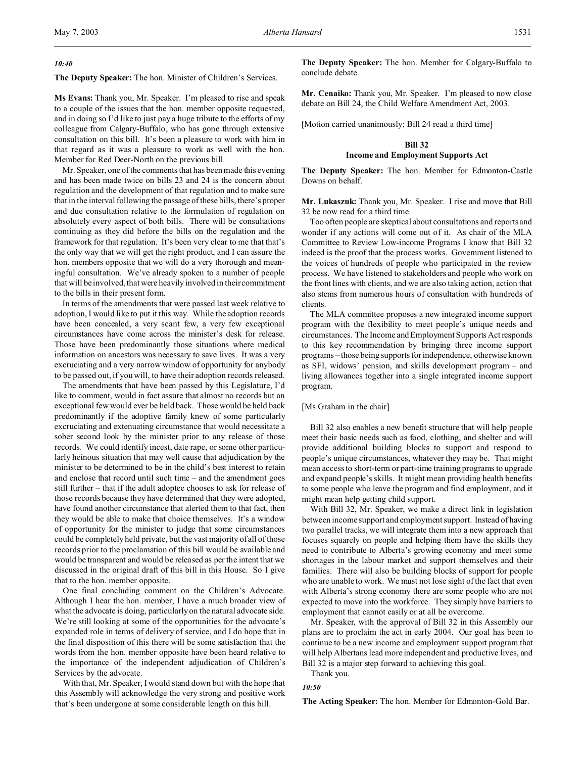*10:40*

**The Deputy Speaker:** The hon. Minister of Children's Services.

**Ms Evans:** Thank you, Mr. Speaker. I'm pleased to rise and speak to a couple of the issues that the hon. member opposite requested, and in doing so I'd like to just pay a huge tribute to the efforts of my colleague from Calgary-Buffalo, who has gone through extensive consultation on this bill. It's been a pleasure to work with him in that regard as it was a pleasure to work as well with the hon. Member for Red Deer-North on the previous bill.

Mr. Speaker, one of the comments that has been made this evening and has been made twice on bills 23 and 24 is the concern about regulation and the development of that regulation and to make sure that in the interval following the passage of these bills, there's proper and due consultation relative to the formulation of regulation on absolutely every aspect of both bills. There will be consultations continuing as they did before the bills on the regulation and the framework for that regulation. It's been very clear to me that that's the only way that we will get the right product, and I can assure the hon. members opposite that we will do a very thorough and meaningful consultation. We've already spoken to a number of people that will be involved, that were heavily involved in their commitment to the bills in their present form.

In terms of the amendments that were passed last week relative to adoption, I would like to put it this way. While the adoption records have been concealed, a very scant few, a very few exceptional circumstances have come across the minister's desk for release. Those have been predominantly those situations where medical information on ancestors was necessary to save lives. It was a very excruciating and a very narrow window of opportunity for anybody to be passed out, if you will, to have their adoption records released.

The amendments that have been passed by this Legislature, I'd like to comment, would in fact assure that almost no records but an exceptional few would ever be held back. Those would be held back predominantly if the adoptive family knew of some particularly excruciating and extenuating circumstance that would necessitate a sober second look by the minister prior to any release of those records. We could identify incest, date rape, or some other particularly heinous situation that may well cause that adjudication by the minister to be determined to be in the child's best interest to retain and enclose that record until such time – and the amendment goes still further – that if the adult adoptee chooses to ask for release of those records because they have determined that they were adopted, have found another circumstance that alerted them to that fact, then they would be able to make that choice themselves. It's a window of opportunity for the minister to judge that some circumstances could be completely held private, but the vast majority of all of those records prior to the proclamation of this bill would be available and would be transparent and would be released as per the intent that we discussed in the original draft of this bill in this House. So I give that to the hon. member opposite.

One final concluding comment on the Children's Advocate. Although I hear the hon. member, I have a much broader view of what the advocate is doing, particularly on the natural advocate side. We're still looking at some of the opportunities for the advocate's expanded role in terms of delivery of service, and I do hope that in the final disposition of this there will be some satisfaction that the words from the hon. member opposite have been heard relative to the importance of the independent adjudication of Children's Services by the advocate.

With that, Mr. Speaker, I would stand down but with the hope that this Assembly will acknowledge the very strong and positive work that's been undergone at some considerable length on this bill.

**The Deputy Speaker:** The hon. Member for Calgary-Buffalo to conclude debate.

**Mr. Cenaiko:** Thank you, Mr. Speaker. I'm pleased to now close debate on Bill 24, the Child Welfare Amendment Act, 2003.

[Motion carried unanimously; Bill 24 read a third time]

## Bill 32
## Income and Employment Supports Act

**The Deputy Speaker:** The hon. Member for Edmonton-Castle Downs on behalf.

**Mr. Lukaszuk:** Thank you, Mr. Speaker. I rise and move that Bill 32 be now read for a third time.

Too often people are skeptical about consultations and reports and wonder if any actions will come out of it. As chair of the MLA Committee to Review Low-income Programs I know that Bill 32 indeed is the proof that the process works. Government listened to the voices of hundreds of people who participated in the review process. We have listened to stakeholders and people who work on the front lines with clients, and we are also taking action, action that also stems from numerous hours of consultation with hundreds of clients.

The MLA committee proposes a new integrated income support program with the flexibility to meet people's unique needs and circumstances. The Income and Employment Supports Act responds to this key recommendation by bringing three income support programs – those being supports for independence, otherwise known as SFI, widows' pension, and skills development program – and living allowances together into a single integrated income support program.

[Ms Graham in the chair]

Bill 32 also enables a new benefit structure that will help people meet their basic needs such as food, clothing, and shelter and will provide additional building blocks to support and respond to people's unique circumstances, whatever they may be. That might mean access to short-term or part-time training programs to upgrade and expand people's skills. It might mean providing health benefits to some people who leave the program and find employment, and it might mean help getting child support.

With Bill 32, Mr. Speaker, we make a direct link in legislation between income support and employment support. Instead of having two parallel tracks, we will integrate them into a new approach that focuses squarely on people and helping them have the skills they need to contribute to Alberta's growing economy and meet some shortages in the labour market and support themselves and their families. There will also be building blocks of support for people who are unable to work. We must not lose sight of the fact that even with Alberta's strong economy there are some people who are not expected to move into the workforce. They simply have barriers to employment that cannot easily or at all be overcome.

Mr. Speaker, with the approval of Bill 32 in this Assembly our plans are to proclaim the act in early 2004. Our goal has been to continue to be a new income and employment support program that will help Albertans lead more independent and productive lives, and Bill 32 is a major step forward to achieving this goal.

Thank you.

*10:50*

**The Acting Speaker:** The hon. Member for Edmonton-Gold Bar.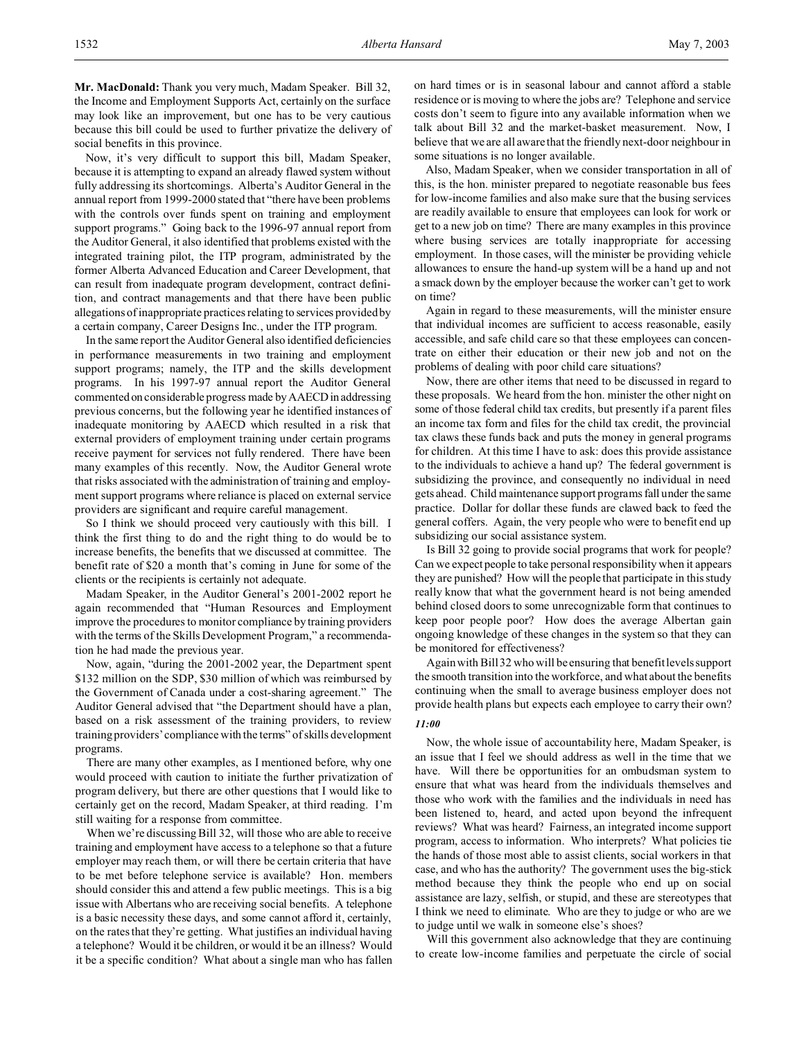**Mr. MacDonald:** Thank you very much, Madam Speaker. Bill 32, the Income and Employment Supports Act, certainly on the surface may look like an improvement, but one has to be very cautious because this bill could be used to further privatize the delivery of social benefits in this province.

Now, it's very difficult to support this bill, Madam Speaker, because it is attempting to expand an already flawed system without fully addressing its shortcomings. Alberta's Auditor General in the annual report from 1999-2000 stated that "there have been problems with the controls over funds spent on training and employment support programs." Going back to the 1996-97 annual report from the Auditor General, it also identified that problems existed with the integrated training pilot, the ITP program, administrated by the former Alberta Advanced Education and Career Development, that can result from inadequate program development, contract definition, and contract managements and that there have been public allegations of inappropriate practices relating to services provided by a certain company, Career Designs Inc., under the ITP program.

In the same report the Auditor General also identified deficiencies in performance measurements in two training and employment support programs; namely, the ITP and the skills development programs. In his 1997-97 annual report the Auditor General commented on considerable progress made by AAECD in addressing previous concerns, but the following year he identified instances of inadequate monitoring by AAECD which resulted in a risk that external providers of employment training under certain programs receive payment for services not fully rendered. There have been many examples of this recently. Now, the Auditor General wrote that risks associated with the administration of training and employment support programs where reliance is placed on external service providers are significant and require careful management.

So I think we should proceed very cautiously with this bill. I think the first thing to do and the right thing to do would be to increase benefits, the benefits that we discussed at committee. The benefit rate of $20 a month that's coming in June for some of the clients or the recipients is certainly not adequate.

Madam Speaker, in the Auditor General's 2001-2002 report he again recommended that "Human Resources and Employment improve the procedures to monitor compliance by training providers with the terms of the Skills Development Program," a recommendation he had made the previous year.

Now, again, "during the 2001-2002 year, the Department spent $132 million on the SDP, $30 million of which was reimbursed by the Government of Canada under a cost-sharing agreement." The Auditor General advised that "the Department should have a plan, based on a risk assessment of the training providers, to review training providers' compliance with the terms" of skills development programs.

There are many other examples, as I mentioned before, why one would proceed with caution to initiate the further privatization of program delivery, but there are other questions that I would like to certainly get on the record, Madam Speaker, at third reading. I'm still waiting for a response from committee.

When we're discussing Bill 32, will those who are able to receive training and employment have access to a telephone so that a future employer may reach them, or will there be certain criteria that have to be met before telephone service is available? Hon. members should consider this and attend a few public meetings. This is a big issue with Albertans who are receiving social benefits. A telephone is a basic necessity these days, and some cannot afford it, certainly, on the rates that they're getting. What justifies an individual having a telephone? Would it be children, or would it be an illness? Would it be a specific condition? What about a single man who has fallen on hard times or is in seasonal labour and cannot afford a stable residence or is moving to where the jobs are? Telephone and service costs don't seem to figure into any available information when we talk about Bill 32 and the market-basket measurement. Now, I believe that we are all aware that the friendly next-door neighbour in some situations is no longer available.

Also, Madam Speaker, when we consider transportation in all of this, is the hon. minister prepared to negotiate reasonable bus fees for low-income families and also make sure that the busing services are readily available to ensure that employees can look for work or get to a new job on time? There are many examples in this province where busing services are totally inappropriate for accessing employment. In those cases, will the minister be providing vehicle allowances to ensure the hand-up system will be a hand up and not a smack down by the employer because the worker can't get to work on time?

Again in regard to these measurements, will the minister ensure that individual incomes are sufficient to access reasonable, easily accessible, and safe child care so that these employees can concentrate on either their education or their new job and not on the problems of dealing with poor child care situations?

Now, there are other items that need to be discussed in regard to these proposals. We heard from the hon. minister the other night on some of those federal child tax credits, but presently if a parent files an income tax form and files for the child tax credit, the provincial tax claws these funds back and puts the money in general programs for children. At this time I have to ask: does this provide assistance to the individuals to achieve a hand up? The federal government is subsidizing the province, and consequently no individual in need gets ahead. Child maintenance support programs fall under the same practice. Dollar for dollar these funds are clawed back to feed the general coffers. Again, the very people who were to benefit end up subsidizing our social assistance system.

Is Bill 32 going to provide social programs that work for people? Can we expect people to take personal responsibility when it appears they are punished? How will the people that participate in this study really know that what the government heard is not being amended behind closed doors to some unrecognizable form that continues to keep poor people poor? How does the average Albertan gain ongoing knowledge of these changes in the system so that they can be monitored for effectiveness?

Again with Bill 32 who will be ensuring that benefit levels support the smooth transition into the workforce, and what about the benefits continuing when the small to average business employer does not provide health plans but expects each employee to carry their own?

*11:00*

Now, the whole issue of accountability here, Madam Speaker, is an issue that I feel we should address as well in the time that we have. Will there be opportunities for an ombudsman system to ensure that what was heard from the individuals themselves and those who work with the families and the individuals in need has been listened to, heard, and acted upon beyond the infrequent reviews? What was heard? Fairness, an integrated income support program, access to information. Who interprets? What policies tie the hands of those most able to assist clients, social workers in that case, and who has the authority? The government uses the big-stick method because they think the people who end up on social assistance are lazy, selfish, or stupid, and these are stereotypes that I think we need to eliminate. Who are they to judge or who are we to judge until we walk in someone else's shoes?

Will this government also acknowledge that they are continuing to create low-income families and perpetuate the circle of social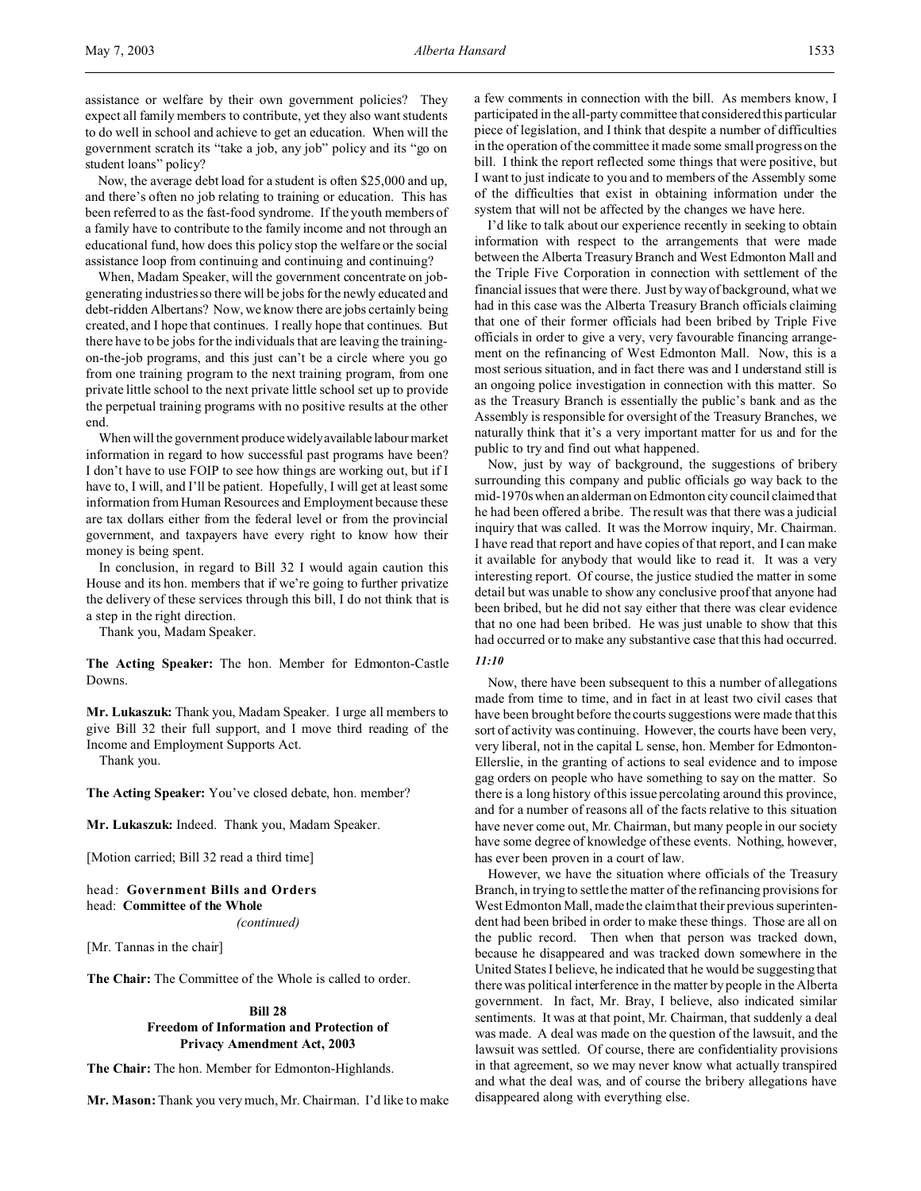assistance or welfare by their own government policies? They expect all family members to contribute, yet they also want students to do well in school and achieve to get an education. When will the government scratch its "take a job, any job" policy and its "go on student loans" policy?

Now, the average debt load for a student is often $25,000 and up, and there's often no job relating to training or education. This has been referred to as the fast-food syndrome. If the youth members of a family have to contribute to the family income and not through an educational fund, how does this policy stop the welfare or the social assistance loop from continuing and continuing and continuing?

When, Madam Speaker, will the government concentrate on job-generating industries so there will be jobs for the newly educated and debt-ridden Albertans? Now, we know there are jobs certainly being created, and I hope that continues. I really hope that continues. But there have to be jobs for the individuals that are leaving the training-on-the-job programs, and this just can't be a circle where you go from one training program to the next training program, from one private little school to the next private little school set up to provide the perpetual training programs with no positive results at the other end.

When will the government produce widely available labour market information in regard to how successful past programs have been? I don't have to use FOIP to see how things are working out, but if I have to, I will, and I'll be patient. Hopefully, I will get at least some information from Human Resources and Employment because these are tax dollars either from the federal level or from the provincial government, and taxpayers have every right to know how their money is being spent.

In conclusion, in regard to Bill 32 I would again caution this House and its hon. members that if we're going to further privatize the delivery of these services through this bill, I do not think that is a step in the right direction.

Thank you, Madam Speaker.

**The Acting Speaker:** The hon. Member for Edmonton-Castle Downs.

**Mr. Lukaszuk:** Thank you, Madam Speaker. I urge all members to give Bill 32 their full support, and I move third reading of the Income and Employment Supports Act.

Thank you.

**The Acting Speaker:** You've closed debate, hon. member?

**Mr. Lukaszuk:** Indeed. Thank you, Madam Speaker.

[Motion carried; Bill 32 read a third time]

head: **Government Bills and Orders**
head: **Committee of the Whole**
*(continued)*

[Mr. Tannas in the chair]

**The Chair:** The Committee of the Whole is called to order.

**Bill 28**
**Freedom of Information and Protection of Privacy Amendment Act, 2003**

**The Chair:** The hon. Member for Edmonton-Highlands.

**Mr. Mason:** Thank you very much, Mr. Chairman. I'd like to make a few comments in connection with the bill. As members know, I participated in the all-party committee that considered this particular piece of legislation, and I think that despite a number of difficulties in the operation of the committee it made some small progress on the bill. I think the report reflected some things that were positive, but I want to just indicate to you and to members of the Assembly some of the difficulties that exist in obtaining information under the system that will not be affected by the changes we have here.

I'd like to talk about our experience recently in seeking to obtain information with respect to the arrangements that were made between the Alberta Treasury Branch and West Edmonton Mall and the Triple Five Corporation in connection with settlement of the financial issues that were there. Just by way of background, what we had in this case was the Alberta Treasury Branch officials claiming that one of their former officials had been bribed by Triple Five officials in order to give a very, very favourable financing arrangement on the refinancing of West Edmonton Mall. Now, this is a most serious situation, and in fact there was and I understand still is an ongoing police investigation in connection with this matter. So as the Treasury Branch is essentially the public's bank and as the Assembly is responsible for oversight of the Treasury Branches, we naturally think that it's a very important matter for us and for the public to try and find out what happened.

Now, just by way of background, the suggestions of bribery surrounding this company and public officials go way back to the mid-1970s when an alderman on Edmonton city council claimed that he had been offered a bribe. The result was that there was a judicial inquiry that was called. It was the Morrow inquiry, Mr. Chairman. I have read that report and have copies of that report, and I can make it available for anybody that would like to read it. It was a very interesting report. Of course, the justice studied the matter in some detail but was unable to show any conclusive proof that anyone had been bribed, but he did not say either that there was clear evidence that no one had been bribed. He was just unable to show that this had occurred or to make any substantive case that this had occurred.

*11:10*

Now, there have been subsequent to this a number of allegations made from time to time, and in fact in at least two civil cases that have been brought before the courts suggestions were made that this sort of activity was continuing. However, the courts have been very, very liberal, not in the capital L sense, hon. Member for Edmonton-Ellerslie, in the granting of actions to seal evidence and to impose gag orders on people who have something to say on the matter. So there is a long history of this issue percolating around this province, and for a number of reasons all of the facts relative to this situation have never come out, Mr. Chairman, but many people in our society have some degree of knowledge of these events. Nothing, however, has ever been proven in a court of law.

However, we have the situation where officials of the Treasury Branch, in trying to settle the matter of the refinancing provisions for West Edmonton Mall, made the claim that their previous superintendent had been bribed in order to make these things. Those are all on the public record. Then when that person was tracked down, because he disappeared and was tracked down somewhere in the United States I believe, he indicated that he would be suggesting that there was political interference in the matter by people in the Alberta government. In fact, Mr. Bray, I believe, also indicated similar sentiments. It was at that point, Mr. Chairman, that suddenly a deal was made. A deal was made on the question of the lawsuit, and the lawsuit was settled. Of course, there are confidentiality provisions in that agreement, so we may never know what actually transpired and what the deal was, and of course the bribery allegations have disappeared along with everything else.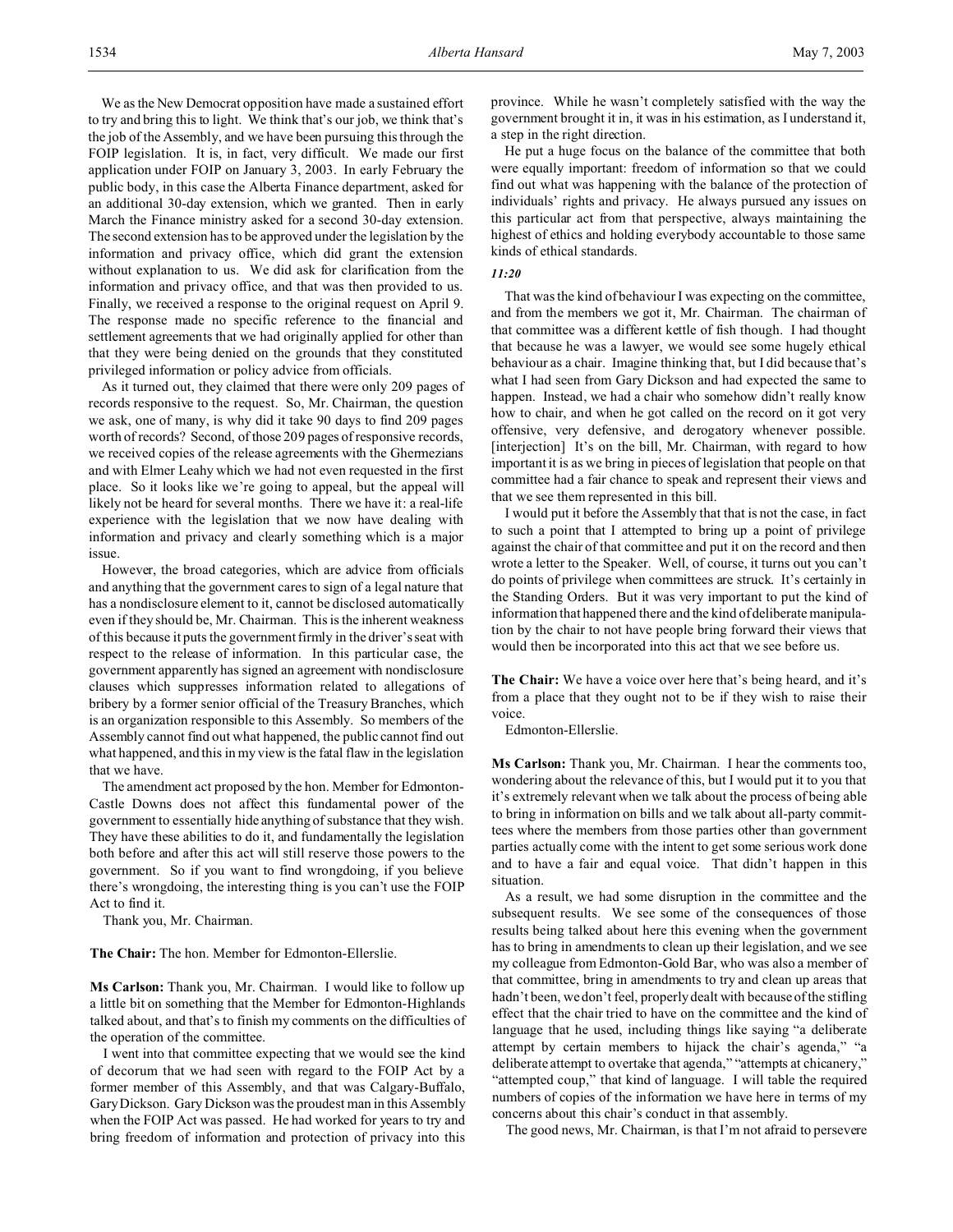We as the New Democrat opposition have made a sustained effort to try and bring this to light. We think that's our job, we think that's the job of the Assembly, and we have been pursuing this through the FOIP legislation. It is, in fact, very difficult. We made our first application under FOIP on January 3, 2003. In early February the public body, in this case the Alberta Finance department, asked for an additional 30-day extension, which we granted. Then in early March the Finance ministry asked for a second 30-day extension. The second extension has to be approved under the legislation by the information and privacy office, which did grant the extension without explanation to us. We did ask for clarification from the information and privacy office, and that was then provided to us. Finally, we received a response to the original request on April 9. The response made no specific reference to the financial and settlement agreements that we had originally applied for other than that they were being denied on the grounds that they constituted privileged information or policy advice from officials.

As it turned out, they claimed that there were only 209 pages of records responsive to the request. So, Mr. Chairman, the question we ask, one of many, is why did it take 90 days to find 209 pages worth of records? Second, of those 209 pages of responsive records, we received copies of the release agreements with the Ghermezians and with Elmer Leahy which we had not even requested in the first place. So it looks like we're going to appeal, but the appeal will likely not be heard for several months. There we have it: a real-life experience with the legislation that we now have dealing with information and privacy and clearly something which is a major issue.

However, the broad categories, which are advice from officials and anything that the government cares to sign of a legal nature that has a nondisclosure element to it, cannot be disclosed automatically even if they should be, Mr. Chairman. This is the inherent weakness of this because it puts the government firmly in the driver's seat with respect to the release of information. In this particular case, the government apparently has signed an agreement with nondisclosure clauses which suppresses information related to allegations of bribery by a former senior official of the Treasury Branches, which is an organization responsible to this Assembly. So members of the Assembly cannot find out what happened, the public cannot find out what happened, and this in my view is the fatal flaw in the legislation that we have.

The amendment act proposed by the hon. Member for Edmonton-Castle Downs does not affect this fundamental power of the government to essentially hide anything of substance that they wish. They have these abilities to do it, and fundamentally the legislation both before and after this act will still reserve those powers to the government. So if you want to find wrongdoing, if you believe there's wrongdoing, the interesting thing is you can't use the FOIP Act to find it.

Thank you, Mr. Chairman.

**The Chair:** The hon. Member for Edmonton-Ellerslie.

**Ms Carlson:** Thank you, Mr. Chairman. I would like to follow up a little bit on something that the Member for Edmonton-Highlands talked about, and that's to finish my comments on the difficulties of the operation of the committee.

I went into that committee expecting that we would see the kind of decorum that we had seen with regard to the FOIP Act by a former member of this Assembly, and that was Calgary-Buffalo, Gary Dickson. Gary Dickson was the proudest man in this Assembly when the FOIP Act was passed. He had worked for years to try and bring freedom of information and protection of privacy into this province. While he wasn't completely satisfied with the way the government brought it in, it was in his estimation, as I understand it, a step in the right direction.

He put a huge focus on the balance of the committee that both were equally important: freedom of information so that we could find out what was happening with the balance of the protection of individuals' rights and privacy. He always pursued any issues on this particular act from that perspective, always maintaining the highest of ethics and holding everybody accountable to those same kinds of ethical standards.

*11:20*

That was the kind of behaviour I was expecting on the committee, and from the members we got it, Mr. Chairman. The chairman of that committee was a different kettle of fish though. I had thought that because he was a lawyer, we would see some hugely ethical behaviour as a chair. Imagine thinking that, but I did because that's what I had seen from Gary Dickson and had expected the same to happen. Instead, we had a chair who somehow didn't really know how to chair, and when he got called on the record on it got very offensive, very defensive, and derogatory whenever possible. [interjection] It's on the bill, Mr. Chairman, with regard to how important it is as we bring in pieces of legislation that people on that committee had a fair chance to speak and represent their views and that we see them represented in this bill.

I would put it before the Assembly that that is not the case, in fact to such a point that I attempted to bring up a point of privilege against the chair of that committee and put it on the record and then wrote a letter to the Speaker. Well, of course, it turns out you can't do points of privilege when committees are struck. It's certainly in the Standing Orders. But it was very important to put the kind of information that happened there and the kind of deliberate manipulation by the chair to not have people bring forward their views that would then be incorporated into this act that we see before us.

**The Chair:** We have a voice over here that's being heard, and it's from a place that they ought not to be if they wish to raise their voice.

Edmonton-Ellerslie.

**Ms Carlson:** Thank you, Mr. Chairman. I hear the comments too, wondering about the relevance of this, but I would put it to you that it's extremely relevant when we talk about the process of being able to bring in information on bills and we talk about all-party committees where the members from those parties other than government parties actually come with the intent to get some serious work done and to have a fair and equal voice. That didn't happen in this situation.

As a result, we had some disruption in the committee and the subsequent results. We see some of the consequences of those results being talked about here this evening when the government has to bring in amendments to clean up their legislation, and we see my colleague from Edmonton-Gold Bar, who was also a member of that committee, bring in amendments to try and clean up areas that hadn't been, we don't feel, properly dealt with because of the stifling effect that the chair tried to have on the committee and the kind of language that he used, including things like saying "a deliberate attempt by certain members to hijack the chair's agenda," "a deliberate attempt to overtake that agenda," "attempts at chicanery," "attempted coup," that kind of language. I will table the required numbers of copies of the information we have here in terms of my concerns about this chair's conduct in that assembly.

The good news, Mr. Chairman, is that I'm not afraid to persevere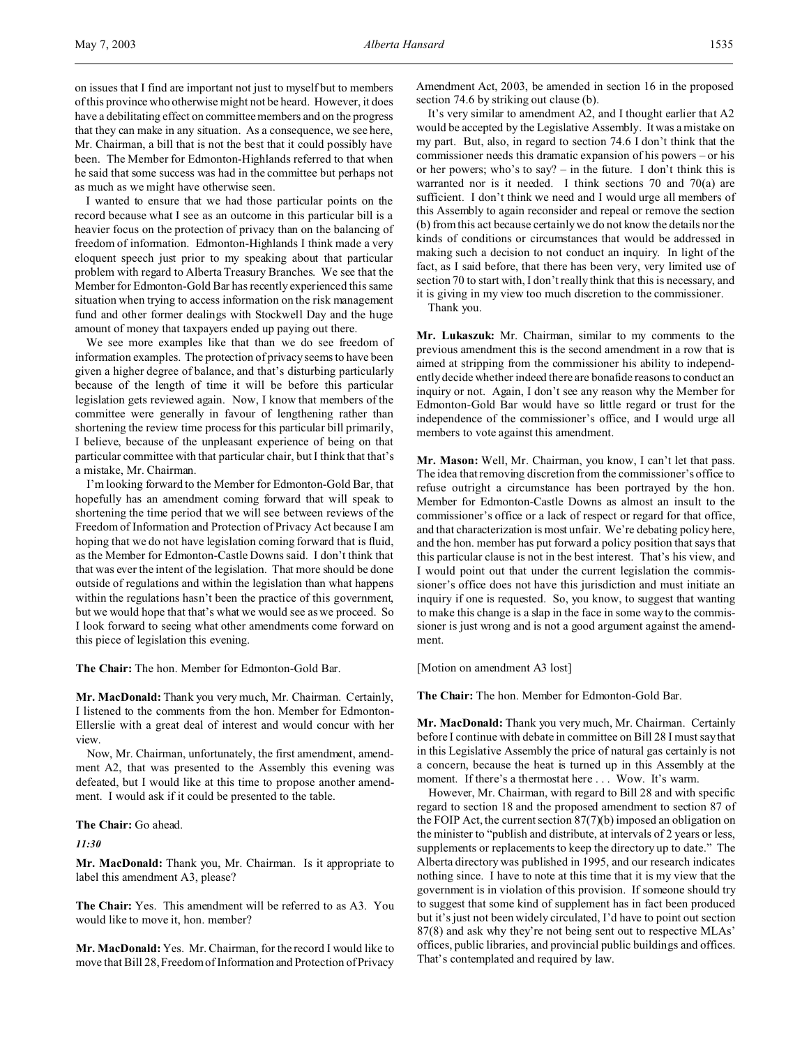on issues that I find are important not just to myself but to members of this province who otherwise might not be heard. However, it does have a debilitating effect on committee members and on the progress that they can make in any situation. As a consequence, we see here, Mr. Chairman, a bill that is not the best that it could possibly have been. The Member for Edmonton-Highlands referred to that when he said that some success was had in the committee but perhaps not as much as we might have otherwise seen.

I wanted to ensure that we had those particular points on the record because what I see as an outcome in this particular bill is a heavier focus on the protection of privacy than on the balancing of freedom of information. Edmonton-Highlands I think made a very eloquent speech just prior to my speaking about that particular problem with regard to Alberta Treasury Branches. We see that the Member for Edmonton-Gold Bar has recently experienced this same situation when trying to access information on the risk management fund and other former dealings with Stockwell Day and the huge amount of money that taxpayers ended up paying out there.

We see more examples like that than we do see freedom of information examples. The protection of privacy seems to have been given a higher degree of balance, and that's disturbing particularly because of the length of time it will be before this particular legislation gets reviewed again. Now, I know that members of the committee were generally in favour of lengthening rather than shortening the review time process for this particular bill primarily, I believe, because of the unpleasant experience of being on that particular committee with that particular chair, but I think that that's a mistake, Mr. Chairman.

I'm looking forward to the Member for Edmonton-Gold Bar, that hopefully has an amendment coming forward that will speak to shortening the time period that we will see between reviews of the Freedom of Information and Protection of Privacy Act because I am hoping that we do not have legislation coming forward that is fluid, as the Member for Edmonton-Castle Downs said. I don't think that that was ever the intent of the legislation. That more should be done outside of regulations and within the legislation than what happens within the regulations hasn't been the practice of this government, but we would hope that that's what we would see as we proceed. So I look forward to seeing what other amendments come forward on this piece of legislation this evening.

**The Chair:** The hon. Member for Edmonton-Gold Bar.

**Mr. MacDonald:** Thank you very much, Mr. Chairman. Certainly, I listened to the comments from the hon. Member for Edmonton-Ellerslie with a great deal of interest and would concur with her view.

Now, Mr. Chairman, unfortunately, the first amendment, amendment A2, that was presented to the Assembly this evening was defeated, but I would like at this time to propose another amendment. I would ask if it could be presented to the table.

**The Chair:** Go ahead.

*11:30*

**Mr. MacDonald:** Thank you, Mr. Chairman. Is it appropriate to label this amendment A3, please?

**The Chair:** Yes. This amendment will be referred to as A3. You would like to move it, hon. member?

**Mr. MacDonald:** Yes. Mr. Chairman, for the record I would like to move that Bill 28, Freedom of Information and Protection of Privacy Amendment Act, 2003, be amended in section 16 in the proposed section 74.6 by striking out clause (b).

It's very similar to amendment A2, and I thought earlier that A2 would be accepted by the Legislative Assembly. It was a mistake on my part. But, also, in regard to section 74.6 I don't think that the commissioner needs this dramatic expansion of his powers – or his or her powers; who's to say? – in the future. I don't think this is warranted nor is it needed. I think sections 70 and 70(a) are sufficient. I don't think we need and I would urge all members of this Assembly to again reconsider and repeal or remove the section (b) from this act because certainly we do not know the details nor the kinds of conditions or circumstances that would be addressed in making such a decision to not conduct an inquiry. In light of the fact, as I said before, that there has been very, very limited use of section 70 to start with, I don't really think that this is necessary, and it is giving in my view too much discretion to the commissioner.

Thank you.

**Mr. Lukaszuk:** Mr. Chairman, similar to my comments to the previous amendment this is the second amendment in a row that is aimed at stripping from the commissioner his ability to independently decide whether indeed there are bonafide reasons to conduct an inquiry or not. Again, I don't see any reason why the Member for Edmonton-Gold Bar would have so little regard or trust for the independence of the commissioner's office, and I would urge all members to vote against this amendment.

**Mr. Mason:** Well, Mr. Chairman, you know, I can't let that pass. The idea that removing discretion from the commissioner's office to refuse outright a circumstance has been portrayed by the hon. Member for Edmonton-Castle Downs as almost an insult to the commissioner's office or a lack of respect or regard for that office, and that characterization is most unfair. We're debating policy here, and the hon. member has put forward a policy position that says that this particular clause is not in the best interest. That's his view, and I would point out that under the current legislation the commissioner's office does not have this jurisdiction and must initiate an inquiry if one is requested. So, you know, to suggest that wanting to make this change is a slap in the face in some way to the commissioner is just wrong and is not a good argument against the amendment.

[Motion on amendment A3 lost]

**The Chair:** The hon. Member for Edmonton-Gold Bar.

**Mr. MacDonald:** Thank you very much, Mr. Chairman. Certainly before I continue with debate in committee on Bill 28 I must say that in this Legislative Assembly the price of natural gas certainly is not a concern, because the heat is turned up in this Assembly at the moment. If there's a thermostat here . . . Wow. It's warm.

However, Mr. Chairman, with regard to Bill 28 and with specific regard to section 18 and the proposed amendment to section 87 of the FOIP Act, the current section 87(7)(b) imposed an obligation on the minister to "publish and distribute, at intervals of 2 years or less, supplements or replacements to keep the directory up to date." The Alberta directory was published in 1995, and our research indicates nothing since. I have to note at this time that it is my view that the government is in violation of this provision. If someone should try to suggest that some kind of supplement has in fact been produced but it's just not been widely circulated, I'd have to point out section 87(8) and ask why they're not being sent out to respective MLAs' offices, public libraries, and provincial public buildings and offices. That's contemplated and required by law.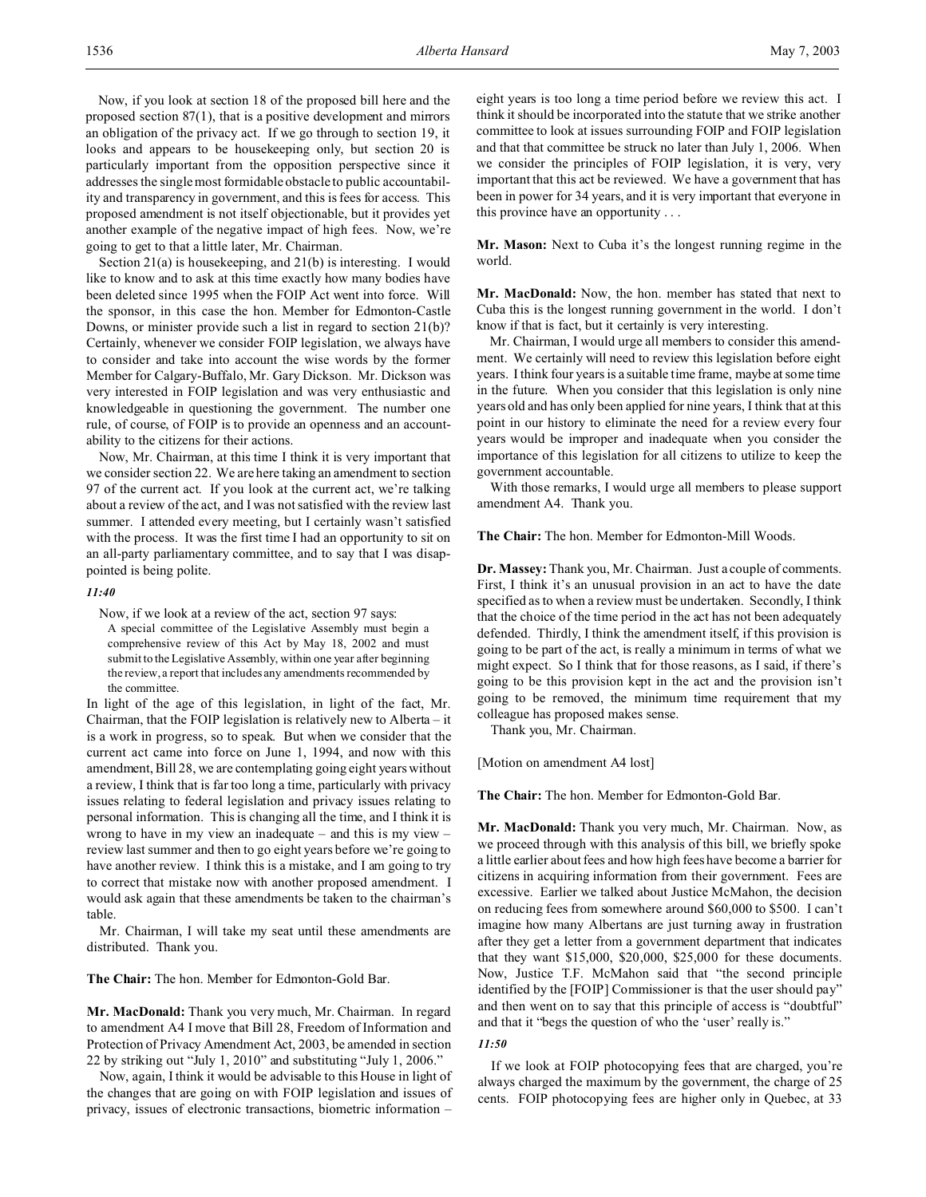Now, if you look at section 18 of the proposed bill here and the proposed section 87(1), that is a positive development and mirrors an obligation of the privacy act. If we go through to section 19, it looks and appears to be housekeeping only, but section 20 is particularly important from the opposition perspective since it addresses the single most formidable obstacle to public accountability and transparency in government, and this is fees for access. This proposed amendment is not itself objectionable, but it provides yet another example of the negative impact of high fees. Now, we're going to get to that a little later, Mr. Chairman.

Section 21(a) is housekeeping, and 21(b) is interesting. I would like to know and to ask at this time exactly how many bodies have been deleted since 1995 when the FOIP Act went into force. Will the sponsor, in this case the hon. Member for Edmonton-Castle Downs, or minister provide such a list in regard to section 21(b)? Certainly, whenever we consider FOIP legislation, we always have to consider and take into account the wise words by the former Member for Calgary-Buffalo, Mr. Gary Dickson. Mr. Dickson was very interested in FOIP legislation and was very enthusiastic and knowledgeable in questioning the government. The number one rule, of course, of FOIP is to provide an openness and an accountability to the citizens for their actions.

Now, Mr. Chairman, at this time I think it is very important that we consider section 22. We are here taking an amendment to section 97 of the current act. If you look at the current act, we're talking about a review of the act, and I was not satisfied with the review last summer. I attended every meeting, but I certainly wasn't satisfied with the process. It was the first time I had an opportunity to sit on an all-party parliamentary committee, and to say that I was disappointed is being polite.

*11:40*

Now, if we look at a review of the act, section 97 says:

> A special committee of the Legislative Assembly must begin a comprehensive review of this Act by May 18, 2002 and must submit to the Legislative Assembly, within one year after beginning the review, a report that includes any amendments recommended by the committee.

In light of the age of this legislation, in light of the fact, Mr. Chairman, that the FOIP legislation is relatively new to Alberta – it is a work in progress, so to speak. But when we consider that the current act came into force on June 1, 1994, and now with this amendment, Bill 28, we are contemplating going eight years without a review, I think that is far too long a time, particularly with privacy issues relating to federal legislation and privacy issues relating to personal information. This is changing all the time, and I think it is wrong to have in my view an inadequate – and this is my view – review last summer and then to go eight years before we're going to have another review. I think this is a mistake, and I am going to try to correct that mistake now with another proposed amendment. I would ask again that these amendments be taken to the chairman's table.

Mr. Chairman, I will take my seat until these amendments are distributed. Thank you.

**The Chair:** The hon. Member for Edmonton-Gold Bar.

**Mr. MacDonald:** Thank you very much, Mr. Chairman. In regard to amendment A4 I move that Bill 28, Freedom of Information and Protection of Privacy Amendment Act, 2003, be amended in section 22 by striking out "July 1, 2010" and substituting "July 1, 2006."

Now, again, I think it would be advisable to this House in light of the changes that are going on with FOIP legislation and issues of privacy, issues of electronic transactions, biometric information – eight years is too long a time period before we review this act. I think it should be incorporated into the statute that we strike another committee to look at issues surrounding FOIP and FOIP legislation and that that committee be struck no later than July 1, 2006. When we consider the principles of FOIP legislation, it is very, very important that this act be reviewed. We have a government that has been in power for 34 years, and it is very important that everyone in this province have an opportunity . . .

**Mr. Mason:** Next to Cuba it's the longest running regime in the world.

**Mr. MacDonald:** Now, the hon. member has stated that next to Cuba this is the longest running government in the world. I don't know if that is fact, but it certainly is very interesting.

Mr. Chairman, I would urge all members to consider this amendment. We certainly will need to review this legislation before eight years. I think four years is a suitable time frame, maybe at some time in the future. When you consider that this legislation is only nine years old and has only been applied for nine years, I think that at this point in our history to eliminate the need for a review every four years would be improper and inadequate when you consider the importance of this legislation for all citizens to utilize to keep the government accountable.

With those remarks, I would urge all members to please support amendment A4. Thank you.

**The Chair:** The hon. Member for Edmonton-Mill Woods.

**Dr. Massey:** Thank you, Mr. Chairman. Just a couple of comments. First, I think it's an unusual provision in an act to have the date specified as to when a review must be undertaken. Secondly, I think that the choice of the time period in the act has not been adequately defended. Thirdly, I think the amendment itself, if this provision is going to be part of the act, is really a minimum in terms of what we might expect. So I think that for those reasons, as I said, if there's going to be this provision kept in the act and the provision isn't going to be removed, the minimum time requirement that my colleague has proposed makes sense.

Thank you, Mr. Chairman.

[Motion on amendment A4 lost]

**The Chair:** The hon. Member for Edmonton-Gold Bar.

**Mr. MacDonald:** Thank you very much, Mr. Chairman. Now, as we proceed through with this analysis of this bill, we briefly spoke a little earlier about fees and how high fees have become a barrier for citizens in acquiring information from their government. Fees are excessive. Earlier we talked about Justice McMahon, the decision on reducing fees from somewhere around $60,000 to $500. I can't imagine how many Albertans are just turning away in frustration after they get a letter from a government department that indicates that they want $15,000, $20,000, $25,000 for these documents. Now, Justice T.F. McMahon said that "the second principle identified by the [FOIP] Commissioner is that the user should pay" and then went on to say that this principle of access is "doubtful" and that it "begs the question of who the 'user' really is."

*11:50*

If we look at FOIP photocopying fees that are charged, you're always charged the maximum by the government, the charge of 25 cents. FOIP photocopying fees are higher only in Quebec, at 33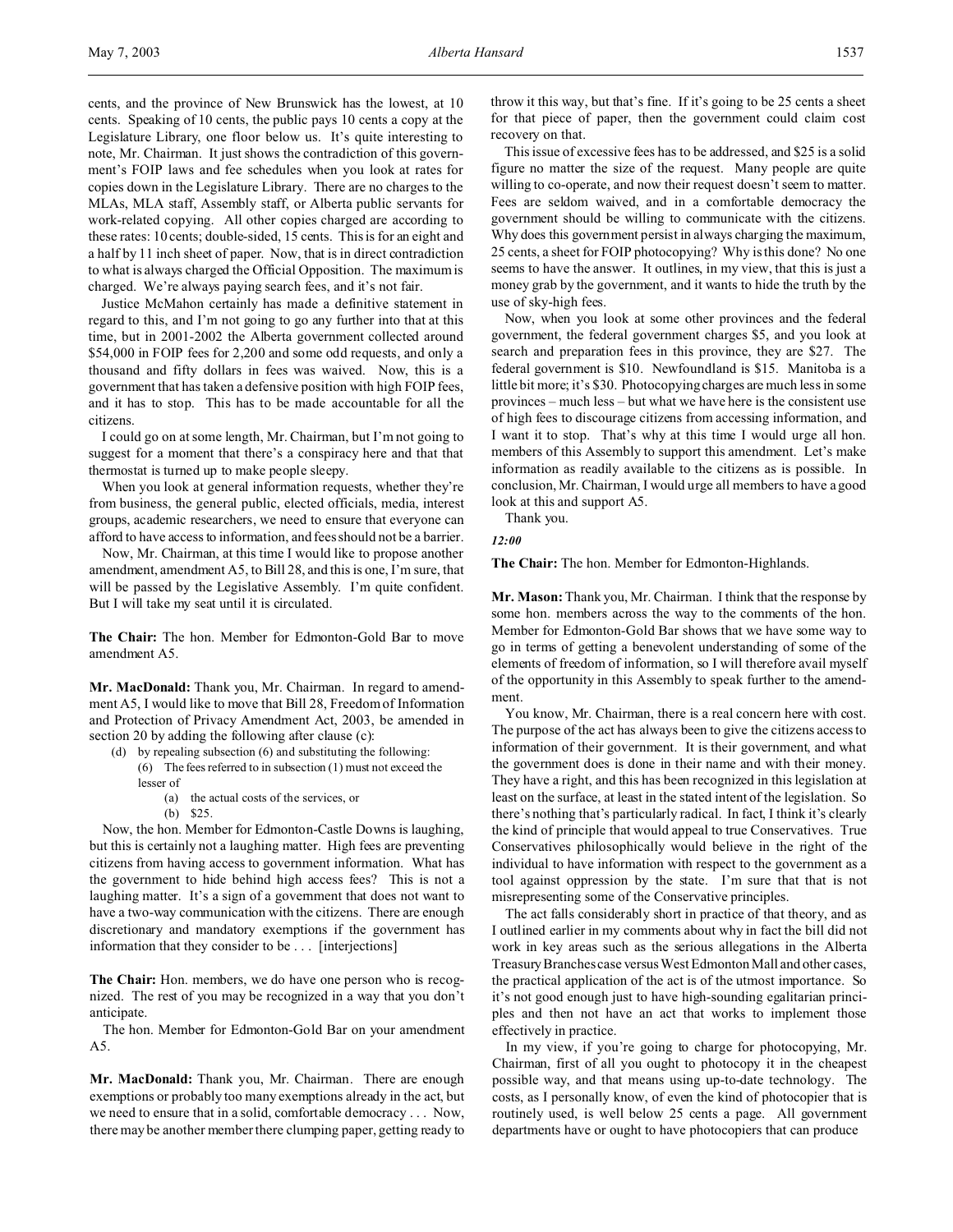cents, and the province of New Brunswick has the lowest, at 10 cents. Speaking of 10 cents, the public pays 10 cents a copy at the Legislature Library, one floor below us. It's quite interesting to note, Mr. Chairman. It just shows the contradiction of this government's FOIP laws and fee schedules when you look at rates for copies down in the Legislature Library. There are no charges to the MLAs, MLA staff, Assembly staff, or Alberta public servants for work-related copying. All other copies charged are according to these rates: 10 cents; double-sided, 15 cents. This is for an eight and a half by 11 inch sheet of paper. Now, that is in direct contradiction to what is always charged the Official Opposition. The maximum is charged. We're always paying search fees, and it's not fair.

Justice McMahon certainly has made a definitive statement in regard to this, and I'm not going to go any further into that at this time, but in 2001-2002 the Alberta government collected around $54,000 in FOIP fees for 2,200 and some odd requests, and only a thousand and fifty dollars in fees was waived. Now, this is a government that has taken a defensive position with high FOIP fees, and it has to stop. This has to be made accountable for all the citizens.

I could go on at some length, Mr. Chairman, but I'm not going to suggest for a moment that there's a conspiracy here and that that thermostat is turned up to make people sleepy.

When you look at general information requests, whether they're from business, the general public, elected officials, media, interest groups, academic researchers, we need to ensure that everyone can afford to have access to information, and fees should not be a barrier.

Now, Mr. Chairman, at this time I would like to propose another amendment, amendment A5, to Bill 28, and this is one, I'm sure, that will be passed by the Legislative Assembly. I'm quite confident. But I will take my seat until it is circulated.

**The Chair:** The hon. Member for Edmonton-Gold Bar to move amendment A5.

**Mr. MacDonald:** Thank you, Mr. Chairman. In regard to amendment A5, I would like to move that Bill 28, Freedom of Information and Protection of Privacy Amendment Act, 2003, be amended in section 20 by adding the following after clause (c):

- (d) by repealing subsection (6) and substituting the following:
  - (6) The fees referred to in subsection (1) must not exceed the lesser of
    - (a) the actual costs of the services, or
    - (b) $25.

Now, the hon. Member for Edmonton-Castle Downs is laughing, but this is certainly not a laughing matter. High fees are preventing citizens from having access to government information. What has the government to hide behind high access fees? This is not a laughing matter. It's a sign of a government that does not want to have a two-way communication with the citizens. There are enough discretionary and mandatory exemptions if the government has information that they consider to be . . . [interjections]

**The Chair:** Hon. members, we do have one person who is recognized. The rest of you may be recognized in a way that you don't anticipate.

The hon. Member for Edmonton-Gold Bar on your amendment A5.

**Mr. MacDonald:** Thank you, Mr. Chairman. There are enough exemptions or probably too many exemptions already in the act, but we need to ensure that in a solid, comfortable democracy . . . Now, there may be another member there clumping paper, getting ready to throw it this way, but that's fine. If it's going to be 25 cents a sheet for that piece of paper, then the government could claim cost recovery on that.

This issue of excessive fees has to be addressed, and $25 is a solid figure no matter the size of the request. Many people are quite willing to co-operate, and now their request doesn't seem to matter. Fees are seldom waived, and in a comfortable democracy the government should be willing to communicate with the citizens. Why does this government persist in always charging the maximum, 25 cents, a sheet for FOIP photocopying? Why is this done? No one seems to have the answer. It outlines, in my view, that this is just a money grab by the government, and it wants to hide the truth by the use of sky-high fees.

Now, when you look at some other provinces and the federal government, the federal government charges $5, and you look at search and preparation fees in this province, they are $27. The federal government is $10. Newfoundland is $15. Manitoba is a little bit more; it's $30. Photocopying charges are much less in some provinces – much less – but what we have here is the consistent use of high fees to discourage citizens from accessing information, and I want it to stop. That's why at this time I would urge all hon. members of this Assembly to support this amendment. Let's make information as readily available to the citizens as is possible. In conclusion, Mr. Chairman, I would urge all members to have a good look at this and support A5.

Thank you.

*12:00*

**The Chair:** The hon. Member for Edmonton-Highlands.

**Mr. Mason:** Thank you, Mr. Chairman. I think that the response by some hon. members across the way to the comments of the hon. Member for Edmonton-Gold Bar shows that we have some way to go in terms of getting a benevolent understanding of some of the elements of freedom of information, so I will therefore avail myself of the opportunity in this Assembly to speak further to the amendment.

You know, Mr. Chairman, there is a real concern here with cost. The purpose of the act has always been to give the citizens access to information of their government. It is their government, and what the government does is done in their name and with their money. They have a right, and this has been recognized in this legislation at least on the surface, at least in the stated intent of the legislation. So there's nothing that's particularly radical. In fact, I think it's clearly the kind of principle that would appeal to true Conservatives. True Conservatives philosophically would believe in the right of the individual to have information with respect to the government as a tool against oppression by the state. I'm sure that that is not misrepresenting some of the Conservative principles.

The act falls considerably short in practice of that theory, and as I outlined earlier in my comments about why in fact the bill did not work in key areas such as the serious allegations in the Alberta Treasury Branches case versus West Edmonton Mall and other cases, the practical application of the act is of the utmost importance. So it's not good enough just to have high-sounding egalitarian principles and then not have an act that works to implement those effectively in practice.

In my view, if you're going to charge for photocopying, Mr. Chairman, first of all you ought to photocopy it in the cheapest possible way, and that means using up-to-date technology. The costs, as I personally know, of even the kind of photocopier that is routinely used, is well below 25 cents a page. All government departments have or ought to have photocopiers that can produce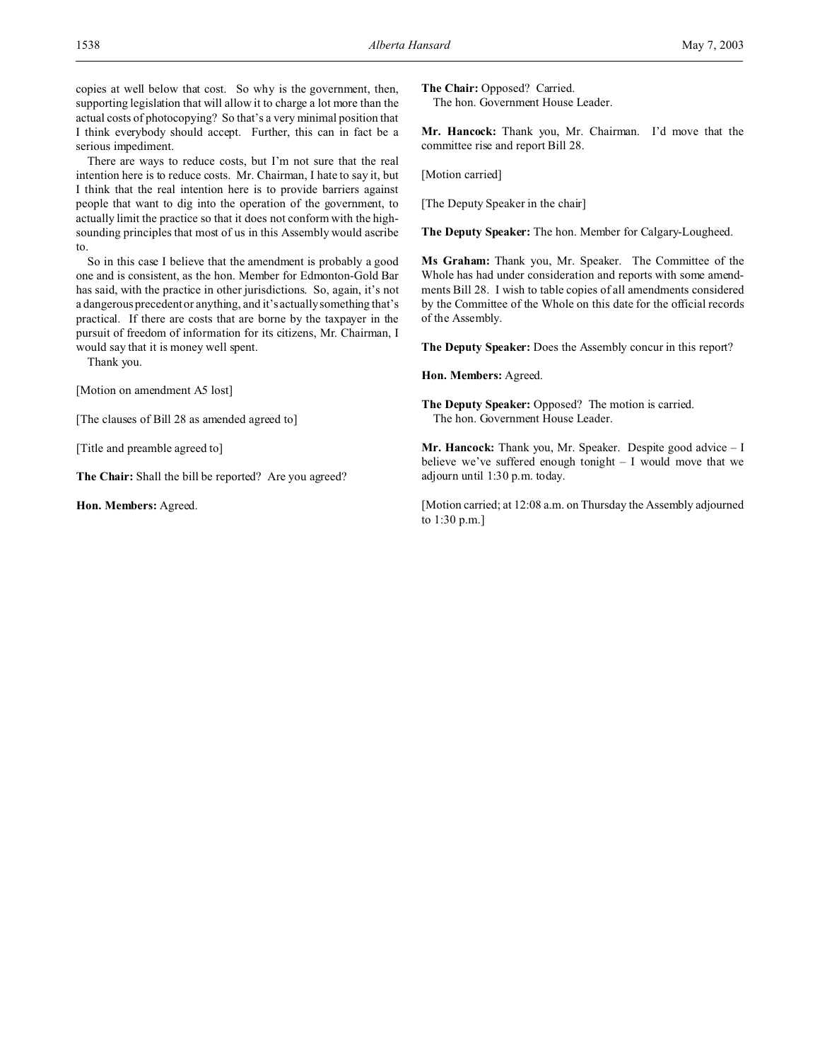copies at well below that cost. So why is the government, then, supporting legislation that will allow it to charge a lot more than the actual costs of photocopying? So that's a very minimal position that I think everybody should accept. Further, this can in fact be a serious impediment.

There are ways to reduce costs, but I'm not sure that the real intention here is to reduce costs. Mr. Chairman, I hate to say it, but I think that the real intention here is to provide barriers against people that want to dig into the operation of the government, to actually limit the practice so that it does not conform with the high-sounding principles that most of us in this Assembly would ascribe to.

So in this case I believe that the amendment is probably a good one and is consistent, as the hon. Member for Edmonton-Gold Bar has said, with the practice in other jurisdictions. So, again, it's not a dangerous precedent or anything, and it's actually something that's practical. If there are costs that are borne by the taxpayer in the pursuit of freedom of information for its citizens, Mr. Chairman, I would say that it is money well spent.

Thank you.

[Motion on amendment A5 lost]

[The clauses of Bill 28 as amended agreed to]

[Title and preamble agreed to]

**The Chair:** Shall the bill be reported? Are you agreed?

**Hon. Members:** Agreed.

**The Chair:** Opposed? Carried.
The hon. Government House Leader.

**Mr. Hancock:** Thank you, Mr. Chairman. I'd move that the committee rise and report Bill 28.

[Motion carried]

[The Deputy Speaker in the chair]

**The Deputy Speaker:** The hon. Member for Calgary-Lougheed.

**Ms Graham:** Thank you, Mr. Speaker. The Committee of the Whole has had under consideration and reports with some amendments Bill 28. I wish to table copies of all amendments considered by the Committee of the Whole on this date for the official records of the Assembly.

**The Deputy Speaker:** Does the Assembly concur in this report?

**Hon. Members:** Agreed.

**The Deputy Speaker:** Opposed? The motion is carried.
The hon. Government House Leader.

**Mr. Hancock:** Thank you, Mr. Speaker. Despite good advice – I believe we've suffered enough tonight – I would move that we adjourn until 1:30 p.m. today.

[Motion carried; at 12:08 a.m. on Thursday the Assembly adjourned to 1:30 p.m.]